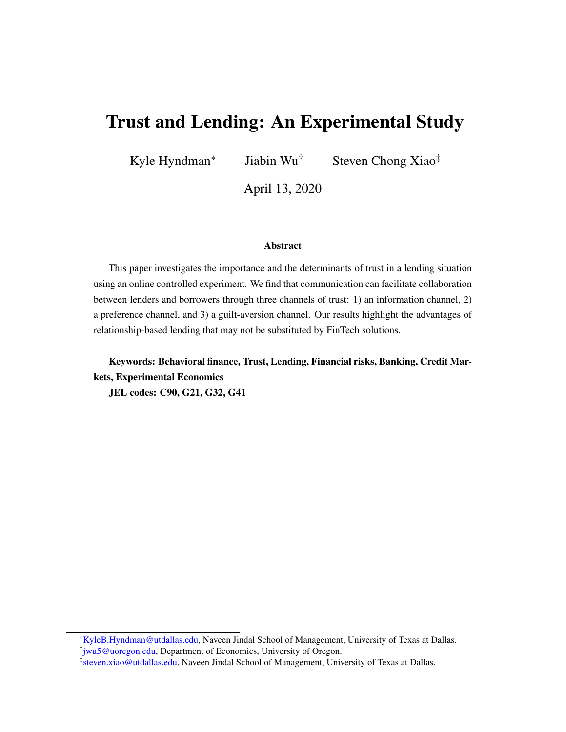# Trust and Lending: An Experimental Study

Kyle Hyndman[*] Jiabin Wu[†] Steven Chong Xiao[‡]

April 13, 2020

### Abstract

This paper investigates the importance and the determinants of trust in a lending situation using an online controlled experiment. We find that communication can facilitate collaboration between lenders and borrowers through three channels of trust: 1) an information channel, 2) a preference channel, and 3) a guilt-aversion channel. Our results highlight the advantages of relationship-based lending that may not be substituted by FinTech solutions.

**Keywords: Behavioral finance, Trust, Lending, Financial risks, Banking, Credit Markets, Experimental Economics**

**JEL codes: C90, G21, G32, G41**

---

[*] KyleB.Hyndman@utdallas.edu, Naveen Jindal School of Management, University of Texas at Dallas.

[†] jwu5@uoregon.edu, Department of Economics, University of Oregon.

[‡] steven.xiao@utdallas.edu, Naveen Jindal School of Management, University of Texas at Dallas.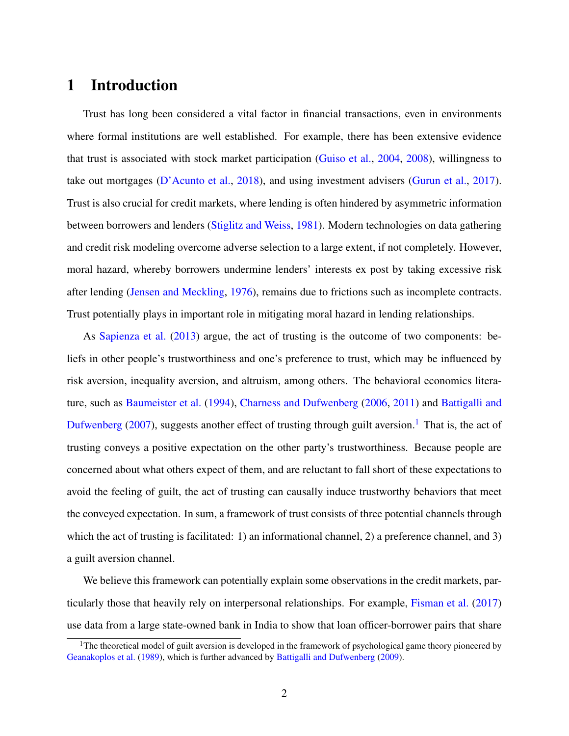# 1 Introduction

Trust has long been considered a vital factor in financial transactions, even in environments where formal institutions are well established. For example, there has been extensive evidence that trust is associated with stock market participation (Guiso et al., 2004, 2008), willingness to take out mortgages (D'Acunto et al., 2018), and using investment advisers (Gurun et al., 2017). Trust is also crucial for credit markets, where lending is often hindered by asymmetric information between borrowers and lenders (Stiglitz and Weiss, 1981). Modern technologies on data gathering and credit risk modeling overcome adverse selection to a large extent, if not completely. However, moral hazard, whereby borrowers undermine lenders' interests ex post by taking excessive risk after lending (Jensen and Meckling, 1976), remains due to frictions such as incomplete contracts. Trust potentially plays in important role in mitigating moral hazard in lending relationships.

As Sapienza et al. (2013) argue, the act of trusting is the outcome of two components: beliefs in other people's trustworthiness and one's preference to trust, which may be influenced by risk aversion, inequality aversion, and altruism, among others. The behavioral economics literature, such as Baumeister et al. (1994), Charness and Dufwenberg (2006, 2011) and Battigalli and Dufwenberg (2007), suggests another effect of trusting through guilt aversion.[1] That is, the act of trusting conveys a positive expectation on the other party's trustworthiness. Because people are concerned about what others expect of them, and are reluctant to fall short of these expectations to avoid the feeling of guilt, the act of trusting can causally induce trustworthy behaviors that meet the conveyed expectation. In sum, a framework of trust consists of three potential channels through which the act of trusting is facilitated: 1) an informational channel, 2) a preference channel, and 3) a guilt aversion channel.

We believe this framework can potentially explain some observations in the credit markets, particularly those that heavily rely on interpersonal relationships. For example, Fisman et al. (2017) use data from a large state-owned bank in India to show that loan officer-borrower pairs that share

[1] The theoretical model of guilt aversion is developed in the framework of psychological game theory pioneered by Geanakoplos et al. (1989), which is further advanced by Battigalli and Dufwenberg (2009).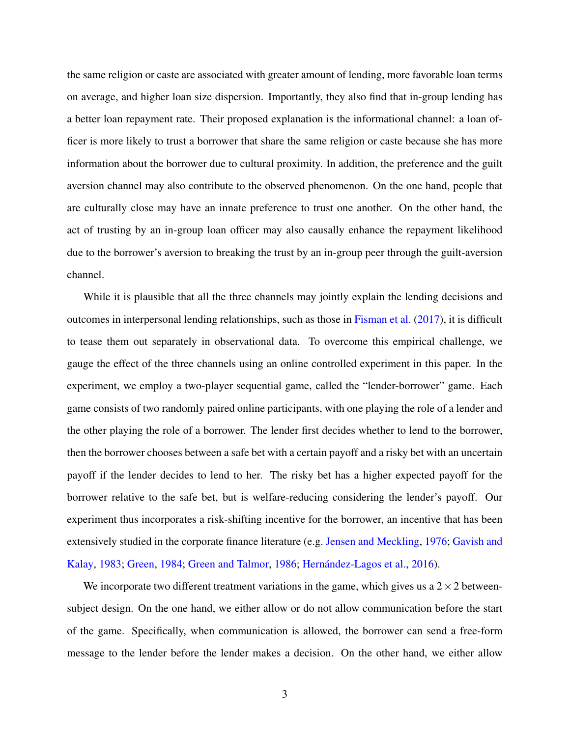the same religion or caste are associated with greater amount of lending, more favorable loan terms on average, and higher loan size dispersion. Importantly, they also find that in-group lending has a better loan repayment rate. Their proposed explanation is the informational channel: a loan officer is more likely to trust a borrower that share the same religion or caste because she has more information about the borrower due to cultural proximity. In addition, the preference and the guilt aversion channel may also contribute to the observed phenomenon. On the one hand, people that are culturally close may have an innate preference to trust one another. On the other hand, the act of trusting by an in-group loan officer may also causally enhance the repayment likelihood due to the borrower's aversion to breaking the trust by an in-group peer through the guilt-aversion channel.

While it is plausible that all the three channels may jointly explain the lending decisions and outcomes in interpersonal lending relationships, such as those in Fisman et al. (2017), it is difficult to tease them out separately in observational data. To overcome this empirical challenge, we gauge the effect of the three channels using an online controlled experiment in this paper. In the experiment, we employ a two-player sequential game, called the "lender-borrower" game. Each game consists of two randomly paired online participants, with one playing the role of a lender and the other playing the role of a borrower. The lender first decides whether to lend to the borrower, then the borrower chooses between a safe bet with a certain payoff and a risky bet with an uncertain payoff if the lender decides to lend to her. The risky bet has a higher expected payoff for the borrower relative to the safe bet, but is welfare-reducing considering the lender's payoff. Our experiment thus incorporates a risk-shifting incentive for the borrower, an incentive that has been extensively studied in the corporate finance literature (e.g. Jensen and Meckling, 1976; Gavish and Kalay, 1983; Green, 1984; Green and Talmor, 1986; Hernández-Lagos et al., 2016).

We incorporate two different treatment variations in the game, which gives us a $2 \times 2$ between-subject design. On the one hand, we either allow or do not allow communication before the start of the game. Specifically, when communication is allowed, the borrower can send a free-form message to the lender before the lender makes a decision. On the other hand, we either allow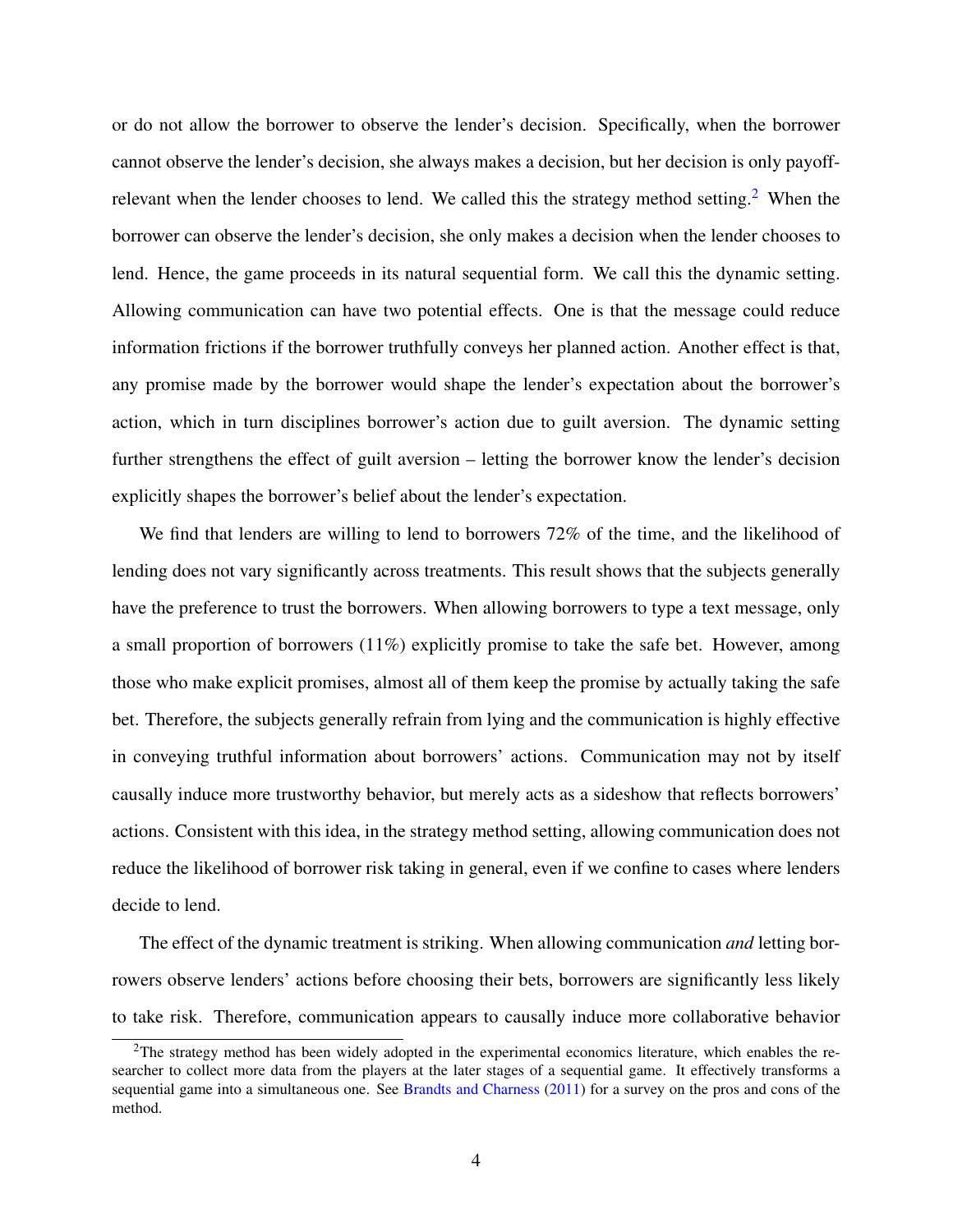or do not allow the borrower to observe the lender's decision. Specifically, when the borrower cannot observe the lender's decision, she always makes a decision, but her decision is only payoff-relevant when the lender chooses to lend. We called this the strategy method setting.[2] When the borrower can observe the lender's decision, she only makes a decision when the lender chooses to lend. Hence, the game proceeds in its natural sequential form. We call this the dynamic setting. Allowing communication can have two potential effects. One is that the message could reduce information frictions if the borrower truthfully conveys her planned action. Another effect is that, any promise made by the borrower would shape the lender's expectation about the borrower's action, which in turn disciplines borrower's action due to guilt aversion. The dynamic setting further strengthens the effect of guilt aversion – letting the borrower know the lender's decision explicitly shapes the borrower's belief about the lender's expectation.

We find that lenders are willing to lend to borrowers 72% of the time, and the likelihood of lending does not vary significantly across treatments. This result shows that the subjects generally have the preference to trust the borrowers. When allowing borrowers to type a text message, only a small proportion of borrowers (11%) explicitly promise to take the safe bet. However, among those who make explicit promises, almost all of them keep the promise by actually taking the safe bet. Therefore, the subjects generally refrain from lying and the communication is highly effective in conveying truthful information about borrowers' actions. Communication may not by itself causally induce more trustworthy behavior, but merely acts as a sideshow that reflects borrowers' actions. Consistent with this idea, in the strategy method setting, allowing communication does not reduce the likelihood of borrower risk taking in general, even if we confine to cases where lenders decide to lend.

The effect of the dynamic treatment is striking. When allowing communication *and* letting borrowers observe lenders' actions before choosing their bets, borrowers are significantly less likely to take risk. Therefore, communication appears to causally induce more collaborative behavior

[2] The strategy method has been widely adopted in the experimental economics literature, which enables the researcher to collect more data from the players at the later stages of a sequential game. It effectively transforms a sequential game into a simultaneous one. See Brandts and Charness (2011) for a survey on the pros and cons of the method.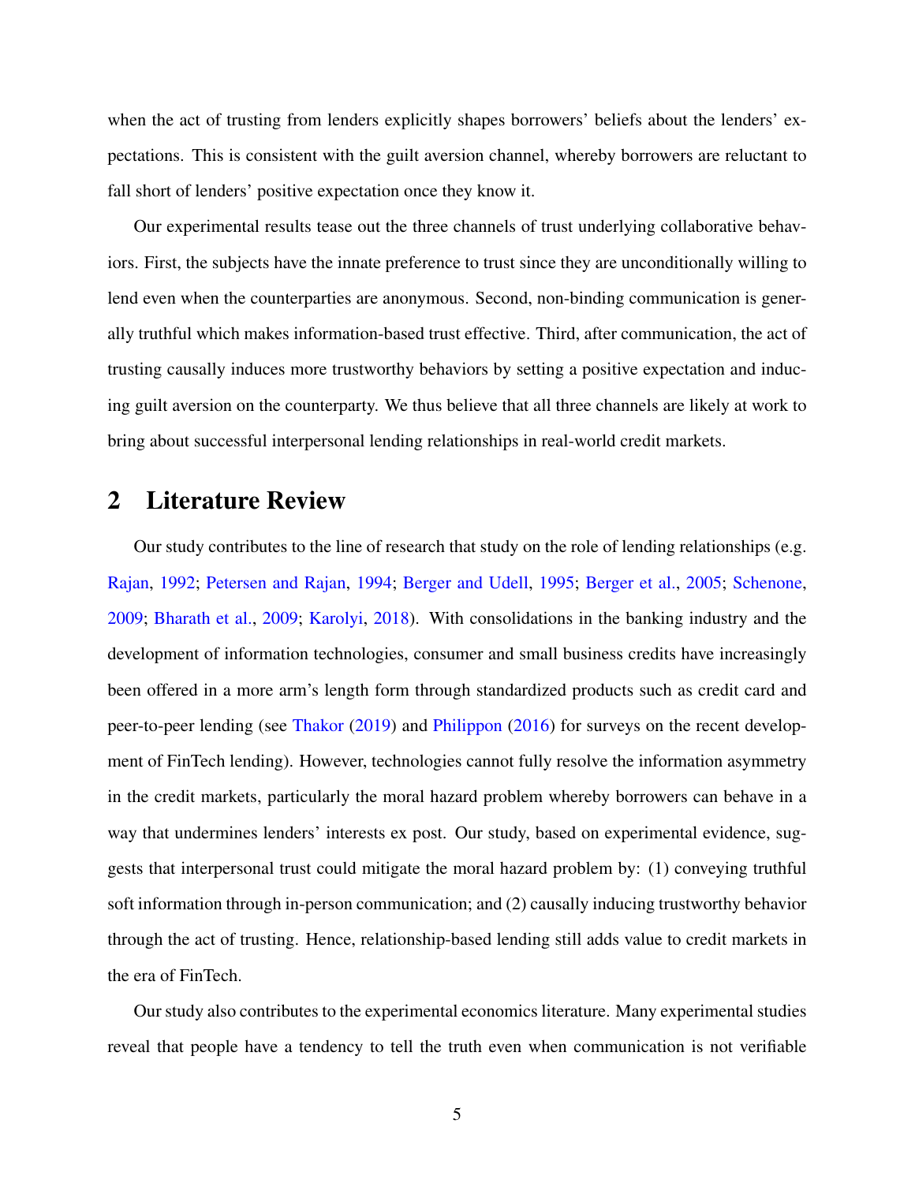when the act of trusting from lenders explicitly shapes borrowers' beliefs about the lenders' expectations. This is consistent with the guilt aversion channel, whereby borrowers are reluctant to fall short of lenders' positive expectation once they know it.

Our experimental results tease out the three channels of trust underlying collaborative behaviors. First, the subjects have the innate preference to trust since they are unconditionally willing to lend even when the counterparties are anonymous. Second, non-binding communication is generally truthful which makes information-based trust effective. Third, after communication, the act of trusting causally induces more trustworthy behaviors by setting a positive expectation and inducing guilt aversion on the counterparty. We thus believe that all three channels are likely at work to bring about successful interpersonal lending relationships in real-world credit markets.

## 2 Literature Review

Our study contributes to the line of research that study on the role of lending relationships (e.g. Rajan, 1992; Petersen and Rajan, 1994; Berger and Udell, 1995; Berger et al., 2005; Schenone, 2009; Bharath et al., 2009; Karolyi, 2018). With consolidations in the banking industry and the development of information technologies, consumer and small business credits have increasingly been offered in a more arm's length form through standardized products such as credit card and peer-to-peer lending (see Thakor (2019) and Philippon (2016) for surveys on the recent development of FinTech lending). However, technologies cannot fully resolve the information asymmetry in the credit markets, particularly the moral hazard problem whereby borrowers can behave in a way that undermines lenders' interests ex post. Our study, based on experimental evidence, suggests that interpersonal trust could mitigate the moral hazard problem by: (1) conveying truthful soft information through in-person communication; and (2) causally inducing trustworthy behavior through the act of trusting. Hence, relationship-based lending still adds value to credit markets in the era of FinTech.

Our study also contributes to the experimental economics literature. Many experimental studies reveal that people have a tendency to tell the truth even when communication is not verifiable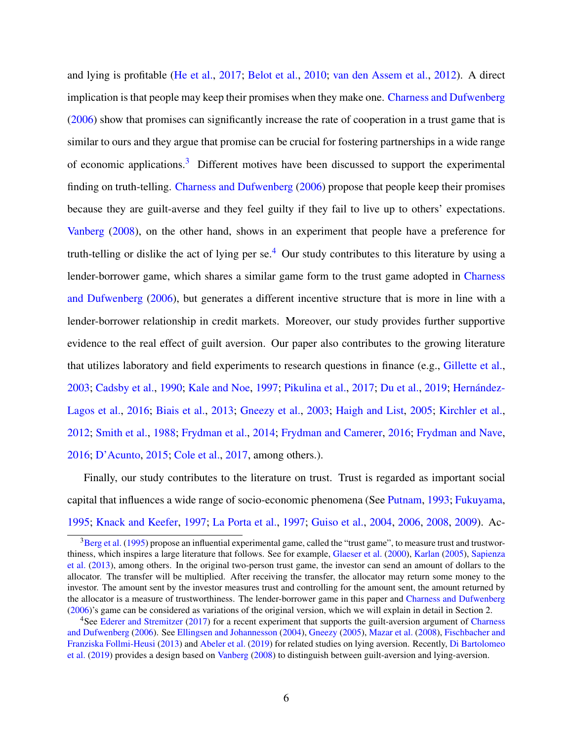and lying is profitable (He et al., 2017; Belot et al., 2010; van den Assem et al., 2012). A direct implication is that people may keep their promises when they make one. Charness and Dufwenberg (2006) show that promises can significantly increase the rate of cooperation in a trust game that is similar to ours and they argue that promise can be crucial for fostering partnerships in a wide range of economic applications.[3] Different motives have been discussed to support the experimental finding on truth-telling. Charness and Dufwenberg (2006) propose that people keep their promises because they are guilt-averse and they feel guilty if they fail to live up to others' expectations. Vanberg (2008), on the other hand, shows in an experiment that people have a preference for truth-telling or dislike the act of lying per se.[4] Our study contributes to this literature by using a lender-borrower game, which shares a similar game form to the trust game adopted in Charness and Dufwenberg (2006), but generates a different incentive structure that is more in line with a lender-borrower relationship in credit markets. Moreover, our study provides further supportive evidence to the real effect of guilt aversion. Our paper also contributes to the growing literature that utilizes laboratory and field experiments to research questions in finance (e.g., Gillette et al., 2003; Cadsby et al., 1990; Kale and Noe, 1997; Pikulina et al., 2017; Du et al., 2019; Hernández-Lagos et al., 2016; Biais et al., 2013; Gneezy et al., 2003; Haigh and List, 2005; Kirchler et al., 2012; Smith et al., 1988; Frydman et al., 2014; Frydman and Camerer, 2016; Frydman and Nave, 2016; D'Acunto, 2015; Cole et al., 2017, among others.).

Finally, our study contributes to the literature on trust. Trust is regarded as important social capital that influences a wide range of socio-economic phenomena (See Putnam, 1993; Fukuyama, 1995; Knack and Keefer, 1997; La Porta et al., 1997; Guiso et al., 2004, 2006, 2008, 2009). Ac-

---

[3] Berg et al. (1995) propose an influential experimental game, called the "trust game", to measure trust and trustworthiness, which inspires a large literature that follows. See for example, Glaeser et al. (2000), Karlan (2005), Sapienza et al. (2013), among others. In the original two-person trust game, the investor can send an amount of dollars to the allocator. The transfer will be multiplied. After receiving the transfer, the allocator may return some money to the investor. The amount sent by the investor measures trust and controlling for the amount sent, the amount returned by the allocator is a measure of trustworthiness. The lender-borrower game in this paper and Charness and Dufwenberg (2006)'s game can be considered as variations of the original version, which we will explain in detail in Section 2.

[4] See Ederer and Stremitzer (2017) for a recent experiment that supports the guilt-aversion argument of Charness and Dufwenberg (2006). See Ellingsen and Johannesson (2004), Gneezy (2005), Mazar et al. (2008), Fischbacher and Franziska Follmi-Heusi (2013) and Abeler et al. (2019) for related studies on lying aversion. Recently, Di Bartolomeo et al. (2019) provides a design based on Vanberg (2008) to distinguish between guilt-aversion and lying-aversion.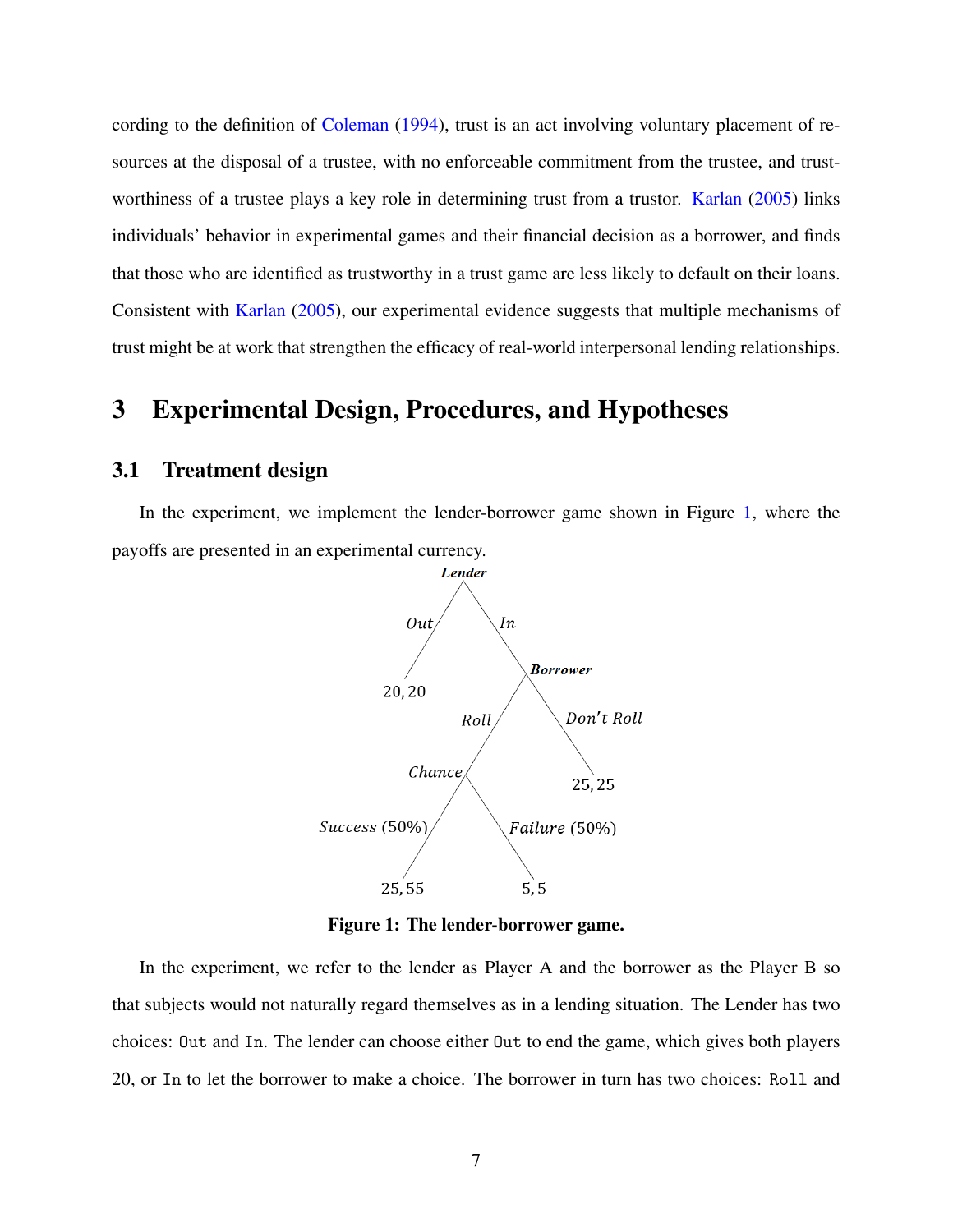cording to the definition of Coleman (1994), trust is an act involving voluntary placement of resources at the disposal of a trustee, with no enforceable commitment from the trustee, and trustworthiness of a trustee plays a key role in determining trust from a trustor. Karlan (2005) links individuals' behavior in experimental games and their financial decision as a borrower, and finds that those who are identified as trustworthy in a trust game are less likely to default on their loans. Consistent with Karlan (2005), our experimental evidence suggests that multiple mechanisms of trust might be at work that strengthen the efficacy of real-world interpersonal lending relationships.

# 3 Experimental Design, Procedures, and Hypotheses

## 3.1 Treatment design

In the experiment, we implement the lender-borrower game shown in Figure 1, where the payoffs are presented in an experimental currency.

Lender: *Out* → 20, 20; *In* → Borrower

Borrower: *Roll* → Chance; *Don't Roll* → 25, 25

Chance: *Success* (50%) → 25, 55; *Failure* (50%) → 5, 5

**Figure 1: The lender-borrower game.**

In the experiment, we refer to the lender as Player A and the borrower as the Player B so that subjects would not naturally regard themselves as in a lending situation. The Lender has two choices: `Out` and `In`. The lender can choose either `Out` to end the game, which gives both players 20, or `In` to let the borrower to make a choice. The borrower in turn has two choices: `Roll` and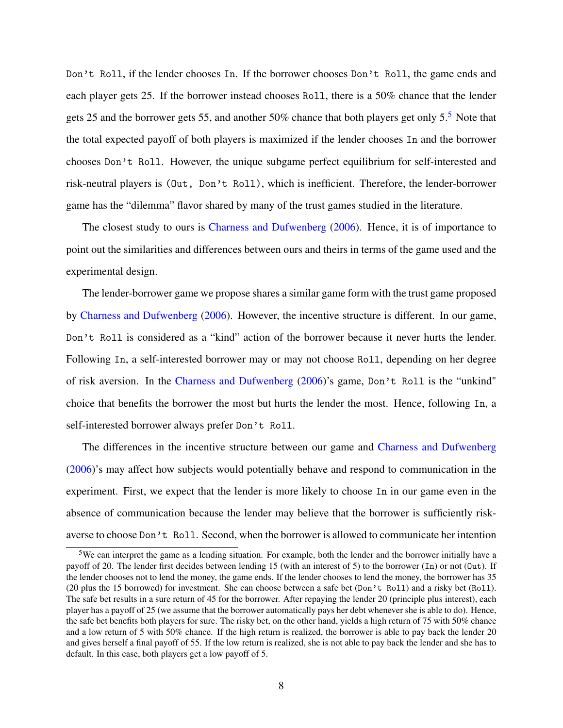Don't Roll, if the lender chooses In. If the borrower chooses Don't Roll, the game ends and each player gets 25. If the borrower instead chooses Roll, there is a 50% chance that the lender gets 25 and the borrower gets 55, and another 50% chance that both players get only 5.[5] Note that the total expected payoff of both players is maximized if the lender chooses In and the borrower chooses Don't Roll. However, the unique subgame perfect equilibrium for self-interested and risk-neutral players is (Out, Don't Roll), which is inefficient. Therefore, the lender-borrower game has the "dilemma" flavor shared by many of the trust games studied in the literature.

The closest study to ours is Charness and Dufwenberg (2006). Hence, it is of importance to point out the similarities and differences between ours and theirs in terms of the game used and the experimental design.

The lender-borrower game we propose shares a similar game form with the trust game proposed by Charness and Dufwenberg (2006). However, the incentive structure is different. In our game, Don't Roll is considered as a "kind" action of the borrower because it never hurts the lender. Following In, a self-interested borrower may or may not choose Roll, depending on her degree of risk aversion. In the Charness and Dufwenberg (2006)'s game, Don't Roll is the "unkind" choice that benefits the borrower the most but hurts the lender the most. Hence, following In, a self-interested borrower always prefer Don't Roll.

The differences in the incentive structure between our game and Charness and Dufwenberg (2006)'s may affect how subjects would potentially behave and respond to communication in the experiment. First, we expect that the lender is more likely to choose In in our game even in the absence of communication because the lender may believe that the borrower is sufficiently risk-averse to choose Don't Roll. Second, when the borrower is allowed to communicate her intention

[5] We can interpret the game as a lending situation. For example, both the lender and the borrower initially have a payoff of 20. The lender first decides between lending 15 (with an interest of 5) to the borrower (In) or not (Out). If the lender chooses not to lend the money, the game ends. If the lender chooses to lend the money, the borrower has 35 (20 plus the 15 borrowed) for investment. She can choose between a safe bet (Don't Roll) and a risky bet (Roll). The safe bet results in a sure return of 45 for the borrower. After repaying the lender 20 (principle plus interest), each player has a payoff of 25 (we assume that the borrower automatically pays her debt whenever she is able to do). Hence, the safe bet benefits both players for sure. The risky bet, on the other hand, yields a high return of 75 with 50% chance and a low return of 5 with 50% chance. If the high return is realized, the borrower is able to pay back the lender 20 and gives herself a final payoff of 55. If the low return is realized, she is not able to pay back the lender and she has to default. In this case, both players get a low payoff of 5.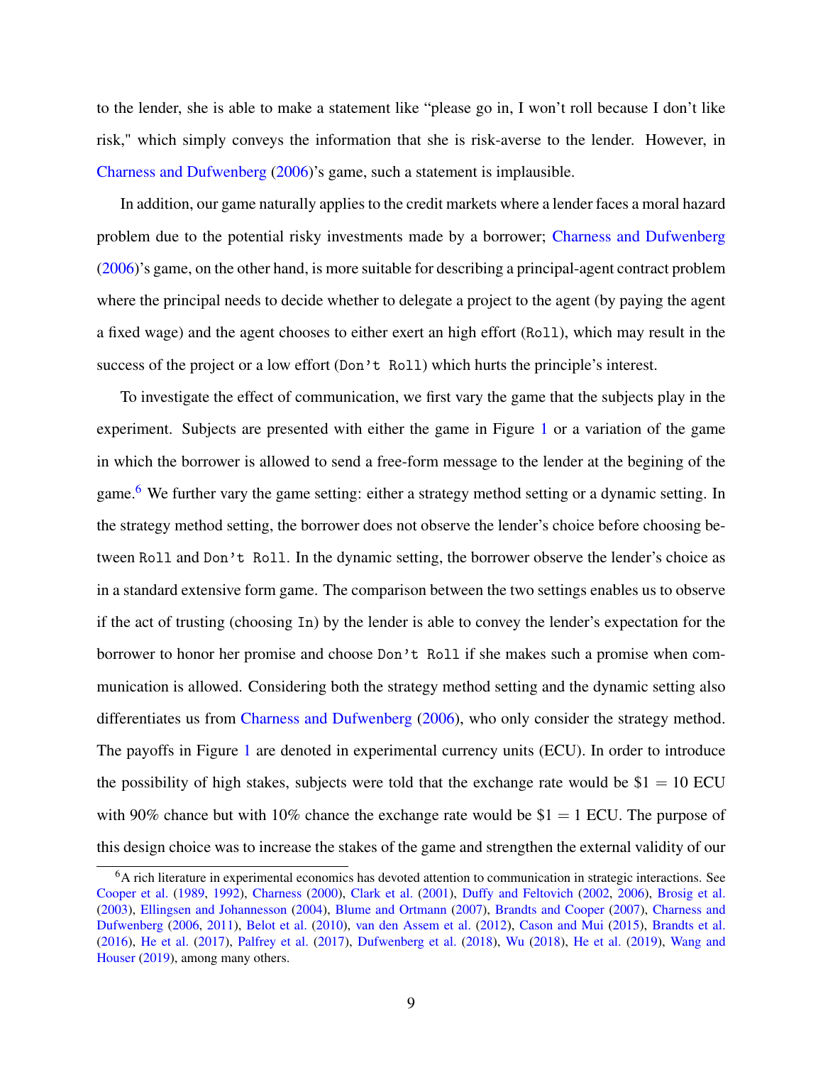to the lender, she is able to make a statement like "please go in, I won't roll because I don't like risk," which simply conveys the information that she is risk-averse to the lender. However, in Charness and Dufwenberg (2006)'s game, such a statement is implausible.

In addition, our game naturally applies to the credit markets where a lender faces a moral hazard problem due to the potential risky investments made by a borrower; Charness and Dufwenberg (2006)'s game, on the other hand, is more suitable for describing a principal-agent contract problem where the principal needs to decide whether to delegate a project to the agent (by paying the agent a fixed wage) and the agent chooses to either exert an high effort (`Roll`), which may result in the success of the project or a low effort (`Don't Roll`) which hurts the principle's interest.

To investigate the effect of communication, we first vary the game that the subjects play in the experiment. Subjects are presented with either the game in Figure 1 or a variation of the game in which the borrower is allowed to send a free-form message to the lender at the begining of the game.[6] We further vary the game setting: either a strategy method setting or a dynamic setting. In the strategy method setting, the borrower does not observe the lender's choice before choosing between `Roll` and `Don't Roll`. In the dynamic setting, the borrower observe the lender's choice as in a standard extensive form game. The comparison between the two settings enables us to observe if the act of trusting (choosing `In`) by the lender is able to convey the lender's expectation for the borrower to honor her promise and choose `Don't Roll` if she makes such a promise when communication is allowed. Considering both the strategy method setting and the dynamic setting also differentiates us from Charness and Dufwenberg (2006), who only consider the strategy method. The payoffs in Figure 1 are denoted in experimental currency units (ECU). In order to introduce the possibility of high stakes, subjects were told that the exchange rate would be \$1 = 10 ECU with 90% chance but with 10% chance the exchange rate would be \$1 = 1 ECU. The purpose of this design choice was to increase the stakes of the game and strengthen the external validity of our

[6] A rich literature in experimental economics has devoted attention to communication in strategic interactions. See Cooper et al. (1989, 1992), Charness (2000), Clark et al. (2001), Duffy and Feltovich (2002, 2006), Brosig et al. (2003), Ellingsen and Johannesson (2004), Blume and Ortmann (2007), Brandts and Cooper (2007), Charness and Dufwenberg (2006, 2011), Belot et al. (2010), van den Assem et al. (2012), Cason and Mui (2015), Brandts et al. (2016), He et al. (2017), Palfrey et al. (2017), Dufwenberg et al. (2018), Wu (2018), He et al. (2019), Wang and Houser (2019), among many others.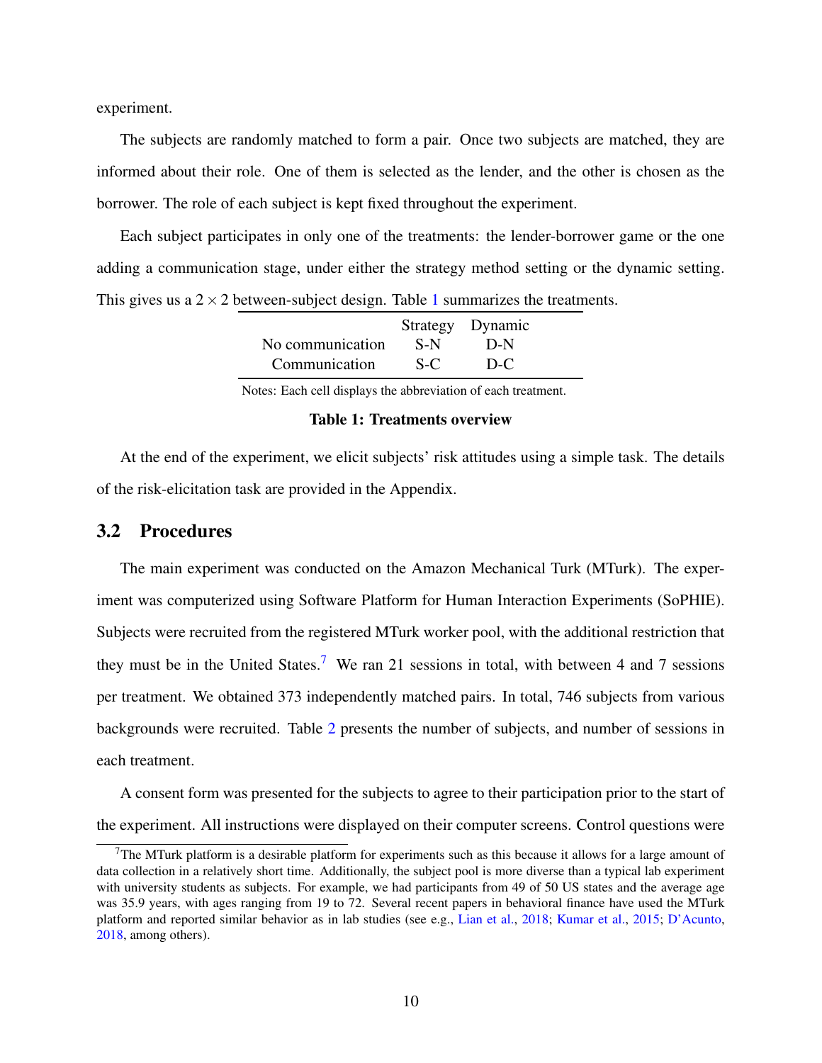experiment.

The subjects are randomly matched to form a pair. Once two subjects are matched, they are informed about their role. One of them is selected as the lender, and the other is chosen as the borrower. The role of each subject is kept fixed throughout the experiment.

Each subject participates in only one of the treatments: the lender-borrower game or the one adding a communication stage, under either the strategy method setting or the dynamic setting. This gives us a $2 \times 2$ between-subject design. Table 1 summarizes the treatments.

| | Strategy | Dynamic |
|---|---|---|
| No communication | S-N | D-N |
| Communication | S-C | D-C |

Notes: Each cell displays the abbreviation of each treatment.

**Table 1: Treatments overview**

At the end of the experiment, we elicit subjects' risk attitudes using a simple task. The details of the risk-elicitation task are provided in the Appendix.

## 3.2 Procedures

The main experiment was conducted on the Amazon Mechanical Turk (MTurk). The experiment was computerized using Software Platform for Human Interaction Experiments (SoPHIE). Subjects were recruited from the registered MTurk worker pool, with the additional restriction that they must be in the United States.[7] We ran 21 sessions in total, with between 4 and 7 sessions per treatment. We obtained 373 independently matched pairs. In total, 746 subjects from various backgrounds were recruited. Table 2 presents the number of subjects, and number of sessions in each treatment.

A consent form was presented for the subjects to agree to their participation prior to the start of the experiment. All instructions were displayed on their computer screens. Control questions were

[7] The MTurk platform is a desirable platform for experiments such as this because it allows for a large amount of data collection in a relatively short time. Additionally, the subject pool is more diverse than a typical lab experiment with university students as subjects. For example, we had participants from 49 of 50 US states and the average age was 35.9 years, with ages ranging from 19 to 72. Several recent papers in behavioral finance have used the MTurk platform and reported similar behavior as in lab studies (see e.g., Lian et al., 2018; Kumar et al., 2015; D'Acunto, 2018, among others).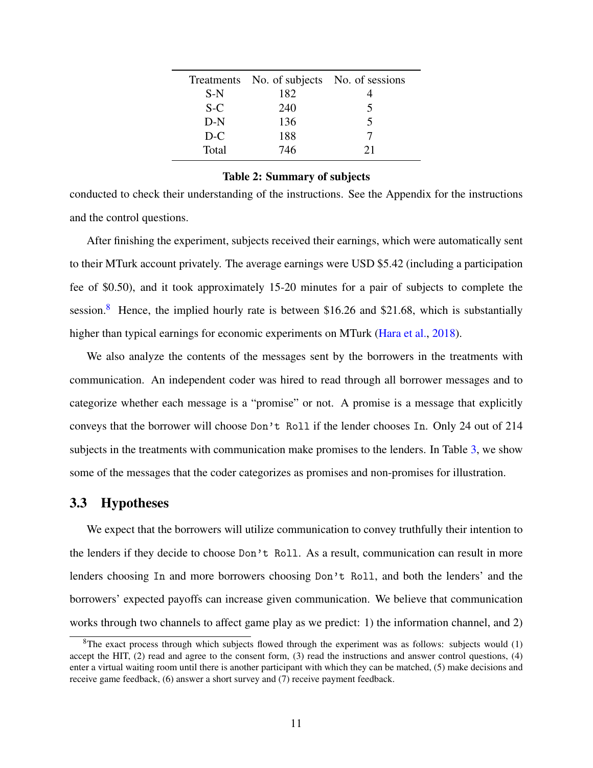| Treatments | No. of subjects | No. of sessions |
|---|---|---|
| S-N | 182 | 4 |
| S-C | 240 | 5 |
| D-N | 136 | 5 |
| D-C | 188 | 7 |
| Total | 746 | 21 |

**Table 2: Summary of subjects**

conducted to check their understanding of the instructions. See the Appendix for the instructions and the control questions.

After finishing the experiment, subjects received their earnings, which were automatically sent to their MTurk account privately. The average earnings were USD $5.42 (including a participation fee of $0.50), and it took approximately 15-20 minutes for a pair of subjects to complete the session.[8] Hence, the implied hourly rate is between $16.26 and $21.68, which is substantially higher than typical earnings for economic experiments on MTurk (Hara et al., 2018).

We also analyze the contents of the messages sent by the borrowers in the treatments with communication. An independent coder was hired to read through all borrower messages and to categorize whether each message is a "promise" or not. A promise is a message that explicitly conveys that the borrower will choose `Don't Roll` if the lender chooses `In`. Only 24 out of 214 subjects in the treatments with communication make promises to the lenders. In Table 3, we show some of the messages that the coder categorizes as promises and non-promises for illustration.

## 3.3 Hypotheses

We expect that the borrowers will utilize communication to convey truthfully their intention to the lenders if they decide to choose `Don't Roll`. As a result, communication can result in more lenders choosing `In` and more borrowers choosing `Don't Roll`, and both the lenders' and the borrowers' expected payoffs can increase given communication. We believe that communication works through two channels to affect game play as we predict: 1) the information channel, and 2)

[8] The exact process through which subjects flowed through the experiment was as follows: subjects would (1) accept the HIT, (2) read and agree to the consent form, (3) read the instructions and answer control questions, (4) enter a virtual waiting room until there is another participant with which they can be matched, (5) make decisions and receive game feedback, (6) answer a short survey and (7) receive payment feedback.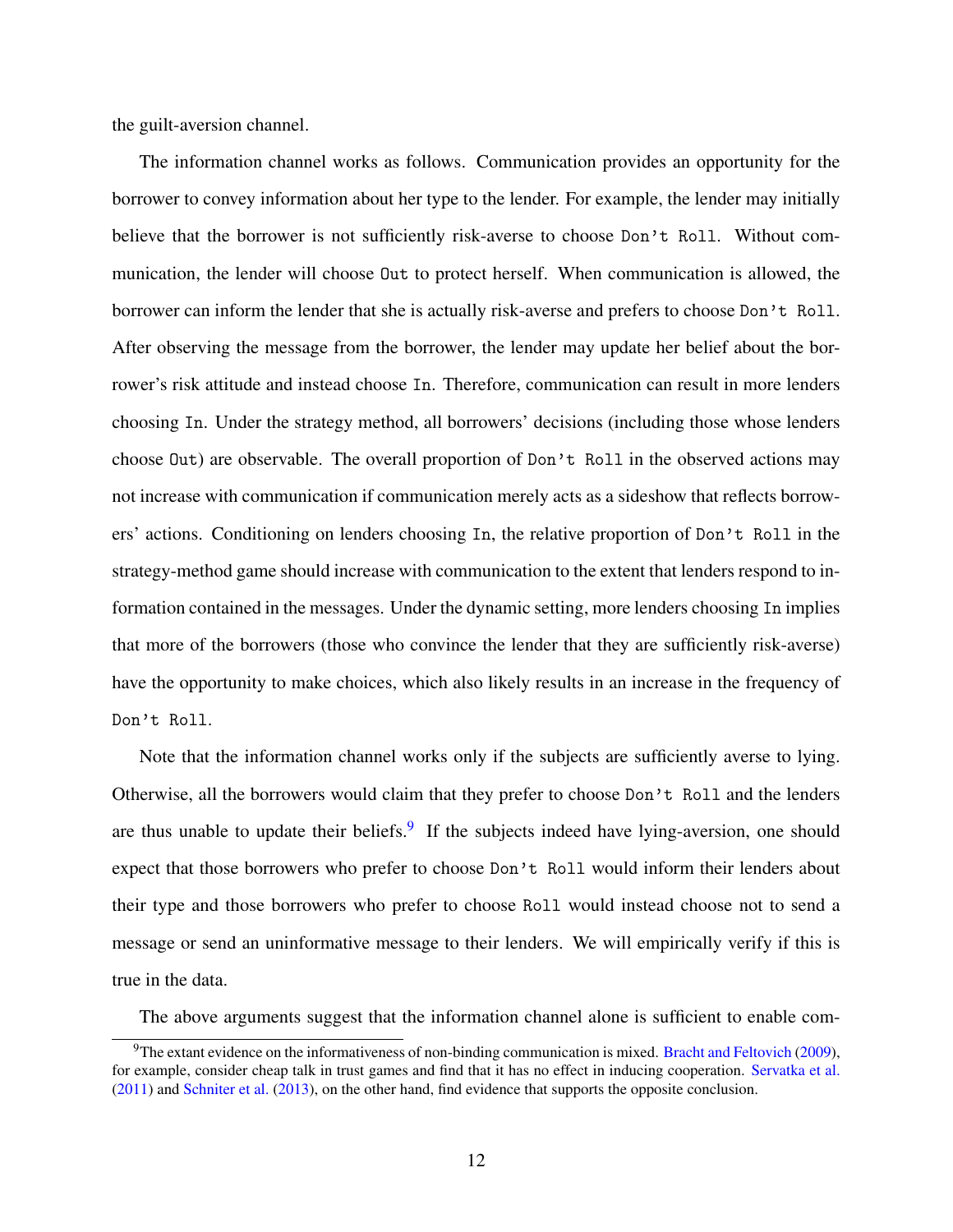the guilt-aversion channel.

The information channel works as follows. Communication provides an opportunity for the borrower to convey information about her type to the lender. For example, the lender may initially believe that the borrower is not sufficiently risk-averse to choose `Don't Roll`. Without communication, the lender will choose `Out` to protect herself. When communication is allowed, the borrower can inform the lender that she is actually risk-averse and prefers to choose `Don't Roll`. After observing the message from the borrower, the lender may update her belief about the borrower's risk attitude and instead choose `In`. Therefore, communication can result in more lenders choosing `In`. Under the strategy method, all borrowers' decisions (including those whose lenders choose `Out`) are observable. The overall proportion of `Don't Roll` in the observed actions may not increase with communication if communication merely acts as a sideshow that reflects borrowers' actions. Conditioning on lenders choosing `In`, the relative proportion of `Don't Roll` in the strategy-method game should increase with communication to the extent that lenders respond to information contained in the messages. Under the dynamic setting, more lenders choosing `In` implies that more of the borrowers (those who convince the lender that they are sufficiently risk-averse) have the opportunity to make choices, which also likely results in an increase in the frequency of `Don't Roll`.

Note that the information channel works only if the subjects are sufficiently averse to lying. Otherwise, all the borrowers would claim that they prefer to choose `Don't Roll` and the lenders are thus unable to update their beliefs.[9] If the subjects indeed have lying-aversion, one should expect that those borrowers who prefer to choose `Don't Roll` would inform their lenders about their type and those borrowers who prefer to choose `Roll` would instead choose not to send a message or send an uninformative message to their lenders. We will empirically verify if this is true in the data.

The above arguments suggest that the information channel alone is sufficient to enable com-

[9]The extant evidence on the informativeness of non-binding communication is mixed. Bracht and Feltovich (2009), for example, consider cheap talk in trust games and find that it has no effect in inducing cooperation. Servatka et al. (2011) and Schniter et al. (2013), on the other hand, find evidence that supports the opposite conclusion.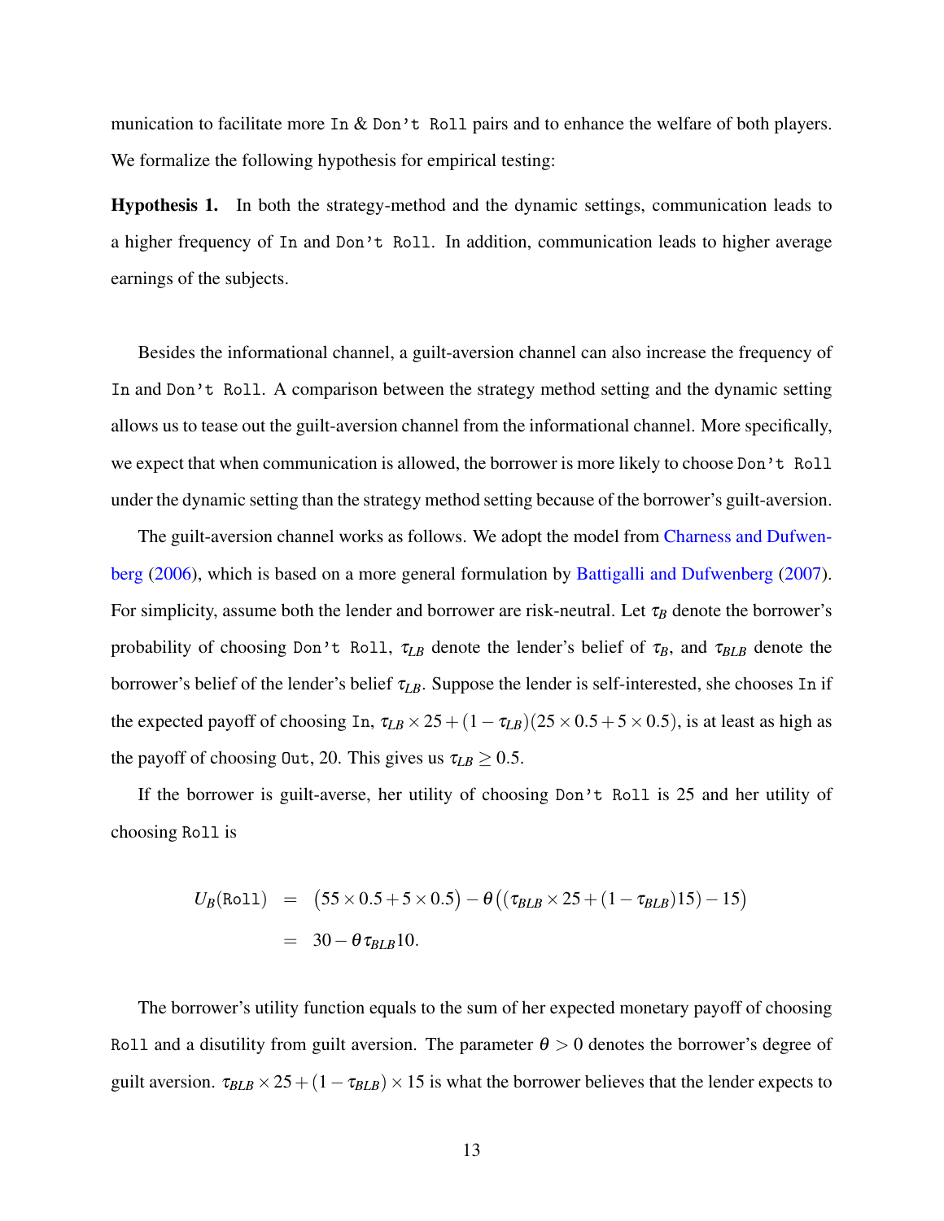munication to facilitate more In & Don't Roll pairs and to enhance the welfare of both players. We formalize the following hypothesis for empirical testing:

**Hypothesis 1.** In both the strategy-method and the dynamic settings, communication leads to a higher frequency of In and Don't Roll. In addition, communication leads to higher average earnings of the subjects.

Besides the informational channel, a guilt-aversion channel can also increase the frequency of In and Don't Roll. A comparison between the strategy method setting and the dynamic setting allows us to tease out the guilt-aversion channel from the informational channel. More specifically, we expect that when communication is allowed, the borrower is more likely to choose Don't Roll under the dynamic setting than the strategy method setting because of the borrower's guilt-aversion.

The guilt-aversion channel works as follows. We adopt the model from Charness and Dufwenberg (2006), which is based on a more general formulation by Battigalli and Dufwenberg (2007). For simplicity, assume both the lender and borrower are risk-neutral. Let $\tau_B$ denote the borrower's probability of choosing Don't Roll, $\tau_{LB}$ denote the lender's belief of $\tau_B$, and $\tau_{BLB}$ denote the borrower's belief of the lender's belief $\tau_{LB}$. Suppose the lender is self-interested, she chooses In if the expected payoff of choosing In, $\tau_{LB} \times 25 + (1 - \tau_{LB})(25 \times 0.5 + 5 \times 0.5)$, is at least as high as the payoff of choosing Out, 20. This gives us $\tau_{LB} \geq 0.5$.

If the borrower is guilt-averse, her utility of choosing Don't Roll is 25 and her utility of choosing Roll is

$$
\begin{aligned}
U_B(\texttt{Roll}) &= \left(55 \times 0.5 + 5 \times 0.5\right) - \theta\left(\left(\tau_{BLB} \times 25 + (1 - \tau_{BLB})15\right) - 15\right) \\
&= 30 - \theta \tau_{BLB} 10.
\end{aligned}
$$

The borrower's utility function equals to the sum of her expected monetary payoff of choosing Roll and a disutility from guilt aversion. The parameter $\theta > 0$ denotes the borrower's degree of guilt aversion. $\tau_{BLB} \times 25 + (1 - \tau_{BLB}) \times 15$ is what the borrower believes that the lender expects to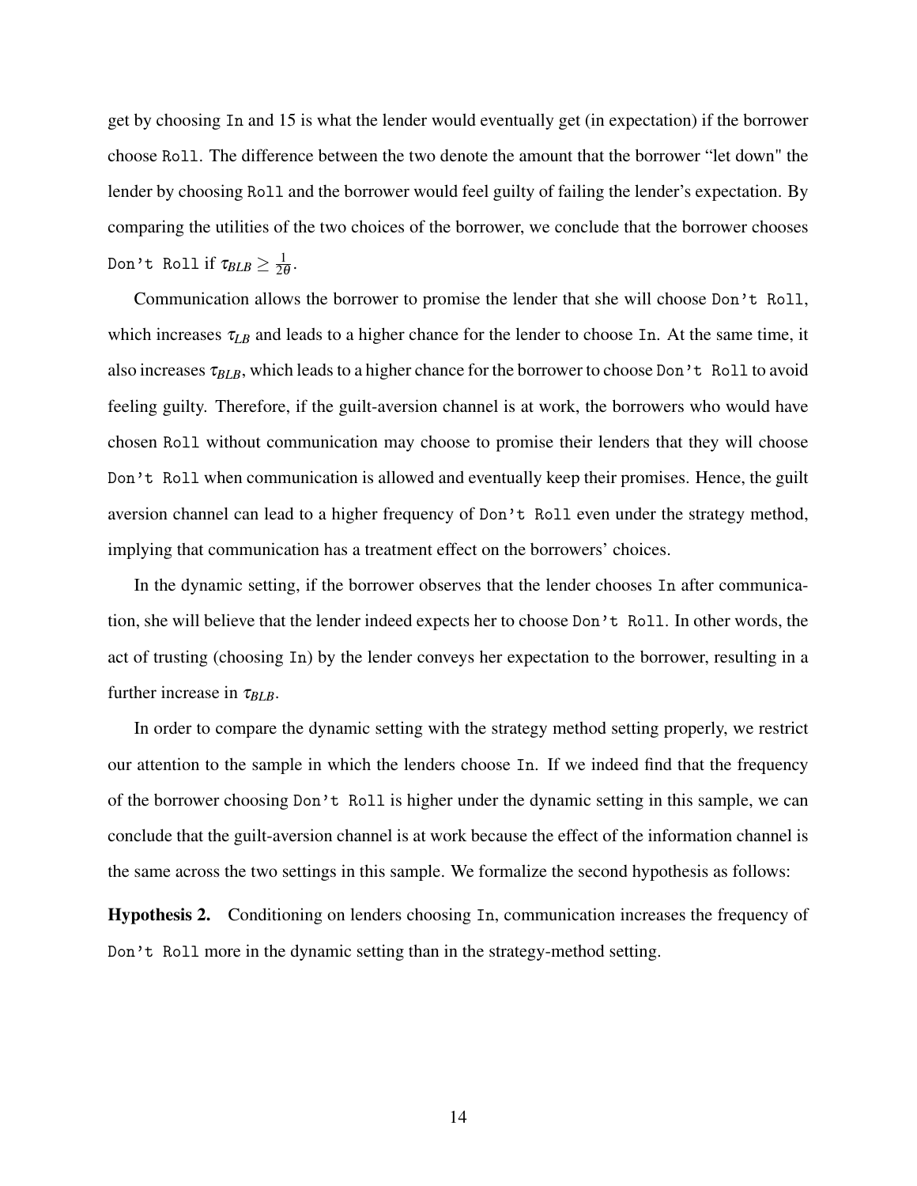get by choosing `In` and 15 is what the lender would eventually get (in expectation) if the borrower choose `Roll`. The difference between the two denote the amount that the borrower "let down" the lender by choosing `Roll` and the borrower would feel guilty of failing the lender's expectation. By comparing the utilities of the two choices of the borrower, we conclude that the borrower chooses `Don't Roll` if $\tau_{BLB} \geq \frac{1}{2\theta}$.

Communication allows the borrower to promise the lender that she will choose `Don't Roll`, which increases $\tau_{LB}$ and leads to a higher chance for the lender to choose `In`. At the same time, it also increases $\tau_{BLB}$, which leads to a higher chance for the borrower to choose `Don't Roll` to avoid feeling guilty. Therefore, if the guilt-aversion channel is at work, the borrowers who would have chosen `Roll` without communication may choose to promise their lenders that they will choose `Don't Roll` when communication is allowed and eventually keep their promises. Hence, the guilt aversion channel can lead to a higher frequency of `Don't Roll` even under the strategy method, implying that communication has a treatment effect on the borrowers' choices.

In the dynamic setting, if the borrower observes that the lender chooses `In` after communication, she will believe that the lender indeed expects her to choose `Don't Roll`. In other words, the act of trusting (choosing `In`) by the lender conveys her expectation to the borrower, resulting in a further increase in $\tau_{BLB}$.

In order to compare the dynamic setting with the strategy method setting properly, we restrict our attention to the sample in which the lenders choose `In`. If we indeed find that the frequency of the borrower choosing `Don't Roll` is higher under the dynamic setting in this sample, we can conclude that the guilt-aversion channel is at work because the effect of the information channel is the same across the two settings in this sample. We formalize the second hypothesis as follows:

**Hypothesis 2.** Conditioning on lenders choosing `In`, communication increases the frequency of `Don't Roll` more in the dynamic setting than in the strategy-method setting.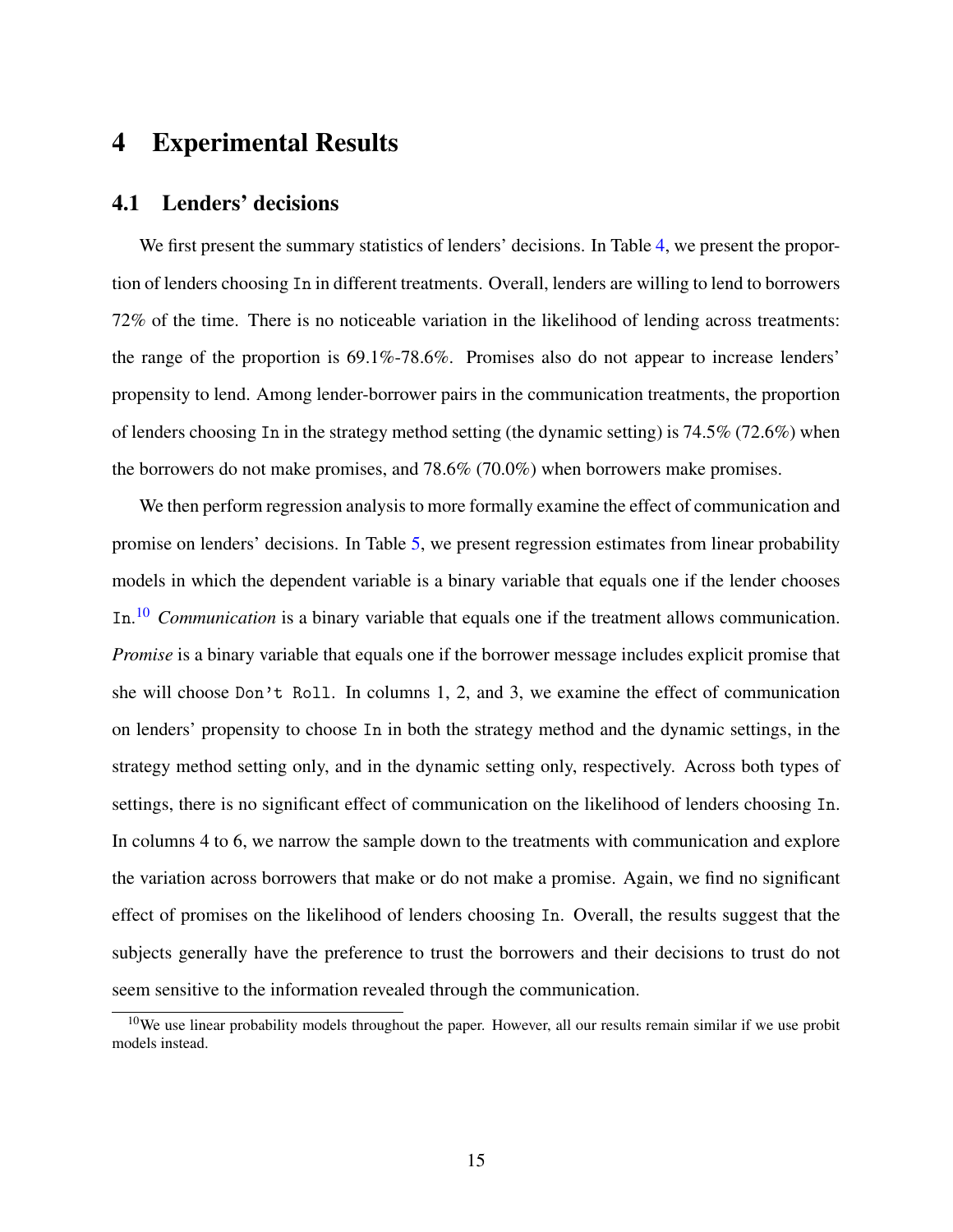# 4 Experimental Results

## 4.1 Lenders' decisions

We first present the summary statistics of lenders' decisions. In Table 4, we present the proportion of lenders choosing In in different treatments. Overall, lenders are willing to lend to borrowers 72% of the time. There is no noticeable variation in the likelihood of lending across treatments: the range of the proportion is 69.1%-78.6%. Promises also do not appear to increase lenders' propensity to lend. Among lender-borrower pairs in the communication treatments, the proportion of lenders choosing In in the strategy method setting (the dynamic setting) is 74.5% (72.6%) when the borrowers do not make promises, and 78.6% (70.0%) when borrowers make promises.

We then perform regression analysis to more formally examine the effect of communication and promise on lenders' decisions. In Table 5, we present regression estimates from linear probability models in which the dependent variable is a binary variable that equals one if the lender chooses In.[10] *Communication* is a binary variable that equals one if the treatment allows communication. *Promise* is a binary variable that equals one if the borrower message includes explicit promise that she will choose Don't Roll. In columns 1, 2, and 3, we examine the effect of communication on lenders' propensity to choose In in both the strategy method and the dynamic settings, in the strategy method setting only, and in the dynamic setting only, respectively. Across both types of settings, there is no significant effect of communication on the likelihood of lenders choosing In. In columns 4 to 6, we narrow the sample down to the treatments with communication and explore the variation across borrowers that make or do not make a promise. Again, we find no significant effect of promises on the likelihood of lenders choosing In. Overall, the results suggest that the subjects generally have the preference to trust the borrowers and their decisions to trust do not seem sensitive to the information revealed through the communication.

[10] We use linear probability models throughout the paper. However, all our results remain similar if we use probit models instead.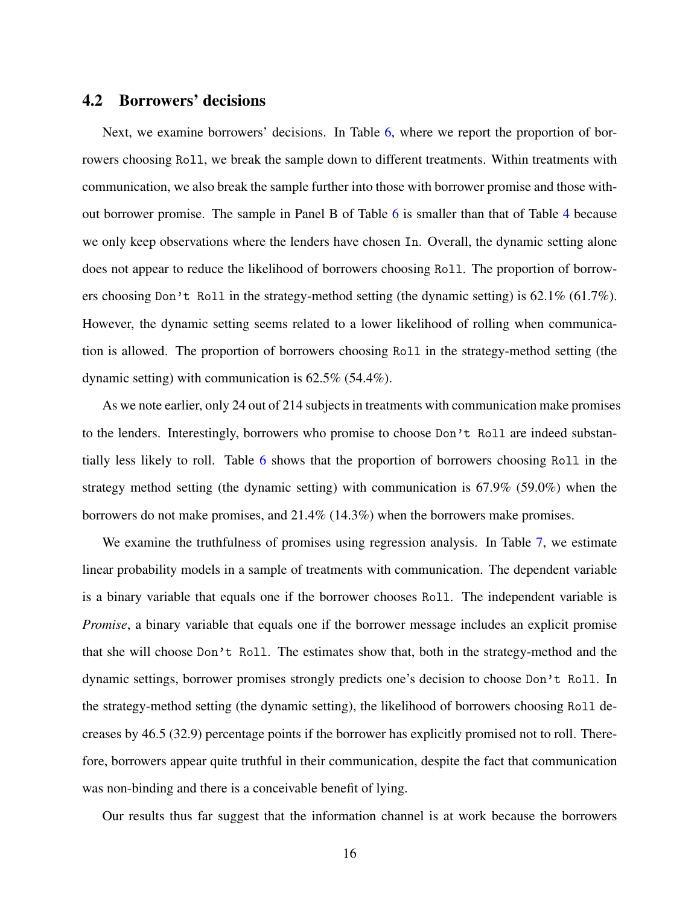## 4.2 Borrowers' decisions

Next, we examine borrowers' decisions. In Table 6, where we report the proportion of borrowers choosing `Roll`, we break the sample down to different treatments. Within treatments with communication, we also break the sample further into those with borrower promise and those without borrower promise. The sample in Panel B of Table 6 is smaller than that of Table 4 because we only keep observations where the lenders have chosen `In`. Overall, the dynamic setting alone does not appear to reduce the likelihood of borrowers choosing `Roll`. The proportion of borrowers choosing `Don't Roll` in the strategy-method setting (the dynamic setting) is 62.1% (61.7%). However, the dynamic setting seems related to a lower likelihood of rolling when communication is allowed. The proportion of borrowers choosing `Roll` in the strategy-method setting (the dynamic setting) with communication is 62.5% (54.4%).

As we note earlier, only 24 out of 214 subjects in treatments with communication make promises to the lenders. Interestingly, borrowers who promise to choose `Don't Roll` are indeed substantially less likely to roll. Table 6 shows that the proportion of borrowers choosing `Roll` in the strategy method setting (the dynamic setting) with communication is 67.9% (59.0%) when the borrowers do not make promises, and 21.4% (14.3%) when the borrowers make promises.

We examine the truthfulness of promises using regression analysis. In Table 7, we estimate linear probability models in a sample of treatments with communication. The dependent variable is a binary variable that equals one if the borrower chooses `Roll`. The independent variable is *Promise*, a binary variable that equals one if the borrower message includes an explicit promise that she will choose `Don't Roll`. The estimates show that, both in the strategy-method and the dynamic settings, borrower promises strongly predicts one's decision to choose `Don't Roll`. In the strategy-method setting (the dynamic setting), the likelihood of borrowers choosing `Roll` decreases by 46.5 (32.9) percentage points if the borrower has explicitly promised not to roll. Therefore, borrowers appear quite truthful in their communication, despite the fact that communication was non-binding and there is a conceivable benefit of lying.

Our results thus far suggest that the information channel is at work because the borrowers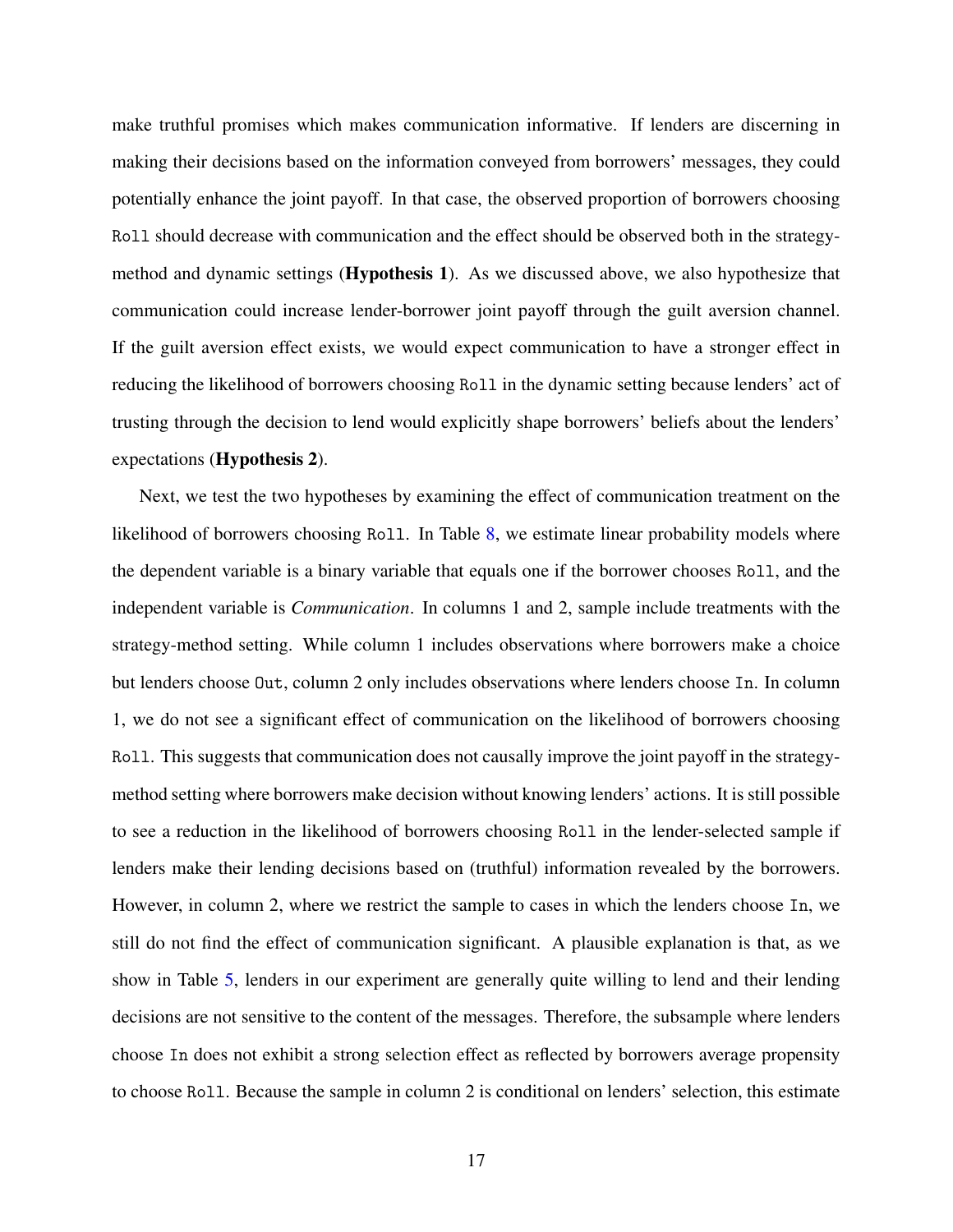make truthful promises which makes communication informative. If lenders are discerning in making their decisions based on the information conveyed from borrowers' messages, they could potentially enhance the joint payoff. In that case, the observed proportion of borrowers choosing Roll should decrease with communication and the effect should be observed both in the strategy-method and dynamic settings (**Hypothesis 1**). As we discussed above, we also hypothesize that communication could increase lender-borrower joint payoff through the guilt aversion channel. If the guilt aversion effect exists, we would expect communication to have a stronger effect in reducing the likelihood of borrowers choosing Roll in the dynamic setting because lenders' act of trusting through the decision to lend would explicitly shape borrowers' beliefs about the lenders' expectations (**Hypothesis 2**).

Next, we test the two hypotheses by examining the effect of communication treatment on the likelihood of borrowers choosing Roll. In Table 8, we estimate linear probability models where the dependent variable is a binary variable that equals one if the borrower chooses Roll, and the independent variable is *Communication*. In columns 1 and 2, sample include treatments with the strategy-method setting. While column 1 includes observations where borrowers make a choice but lenders choose Out, column 2 only includes observations where lenders choose In. In column 1, we do not see a significant effect of communication on the likelihood of borrowers choosing Roll. This suggests that communication does not causally improve the joint payoff in the strategy-method setting where borrowers make decision without knowing lenders' actions. It is still possible to see a reduction in the likelihood of borrowers choosing Roll in the lender-selected sample if lenders make their lending decisions based on (truthful) information revealed by the borrowers. However, in column 2, where we restrict the sample to cases in which the lenders choose In, we still do not find the effect of communication significant. A plausible explanation is that, as we show in Table 5, lenders in our experiment are generally quite willing to lend and their lending decisions are not sensitive to the content of the messages. Therefore, the subsample where lenders choose In does not exhibit a strong selection effect as reflected by borrowers average propensity to choose Roll. Because the sample in column 2 is conditional on lenders' selection, this estimate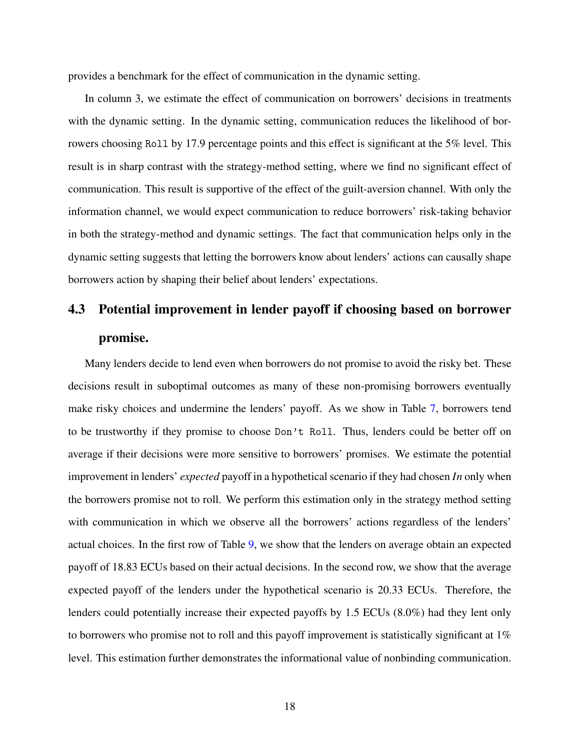provides a benchmark for the effect of communication in the dynamic setting.

In column 3, we estimate the effect of communication on borrowers' decisions in treatments with the dynamic setting. In the dynamic setting, communication reduces the likelihood of borrowers choosing `Roll` by 17.9 percentage points and this effect is significant at the 5% level. This result is in sharp contrast with the strategy-method setting, where we find no significant effect of communication. This result is supportive of the effect of the guilt-aversion channel. With only the information channel, we would expect communication to reduce borrowers' risk-taking behavior in both the strategy-method and dynamic settings. The fact that communication helps only in the dynamic setting suggests that letting the borrowers know about lenders' actions can causally shape borrowers action by shaping their belief about lenders' expectations.

## 4.3 Potential improvement in lender payoff if choosing based on borrower promise.

Many lenders decide to lend even when borrowers do not promise to avoid the risky bet. These decisions result in suboptimal outcomes as many of these non-promising borrowers eventually make risky choices and undermine the lenders' payoff. As we show in Table 7, borrowers tend to be trustworthy if they promise to choose `Don't Roll`. Thus, lenders could be better off on average if their decisions were more sensitive to borrowers' promises. We estimate the potential improvement in lenders' *expected* payoff in a hypothetical scenario if they had chosen *In* only when the borrowers promise not to roll. We perform this estimation only in the strategy method setting with communication in which we observe all the borrowers' actions regardless of the lenders' actual choices. In the first row of Table 9, we show that the lenders on average obtain an expected payoff of 18.83 ECUs based on their actual decisions. In the second row, we show that the average expected payoff of the lenders under the hypothetical scenario is 20.33 ECUs. Therefore, the lenders could potentially increase their expected payoffs by 1.5 ECUs (8.0%) had they lent only to borrowers who promise not to roll and this payoff improvement is statistically significant at 1% level. This estimation further demonstrates the informational value of nonbinding communication.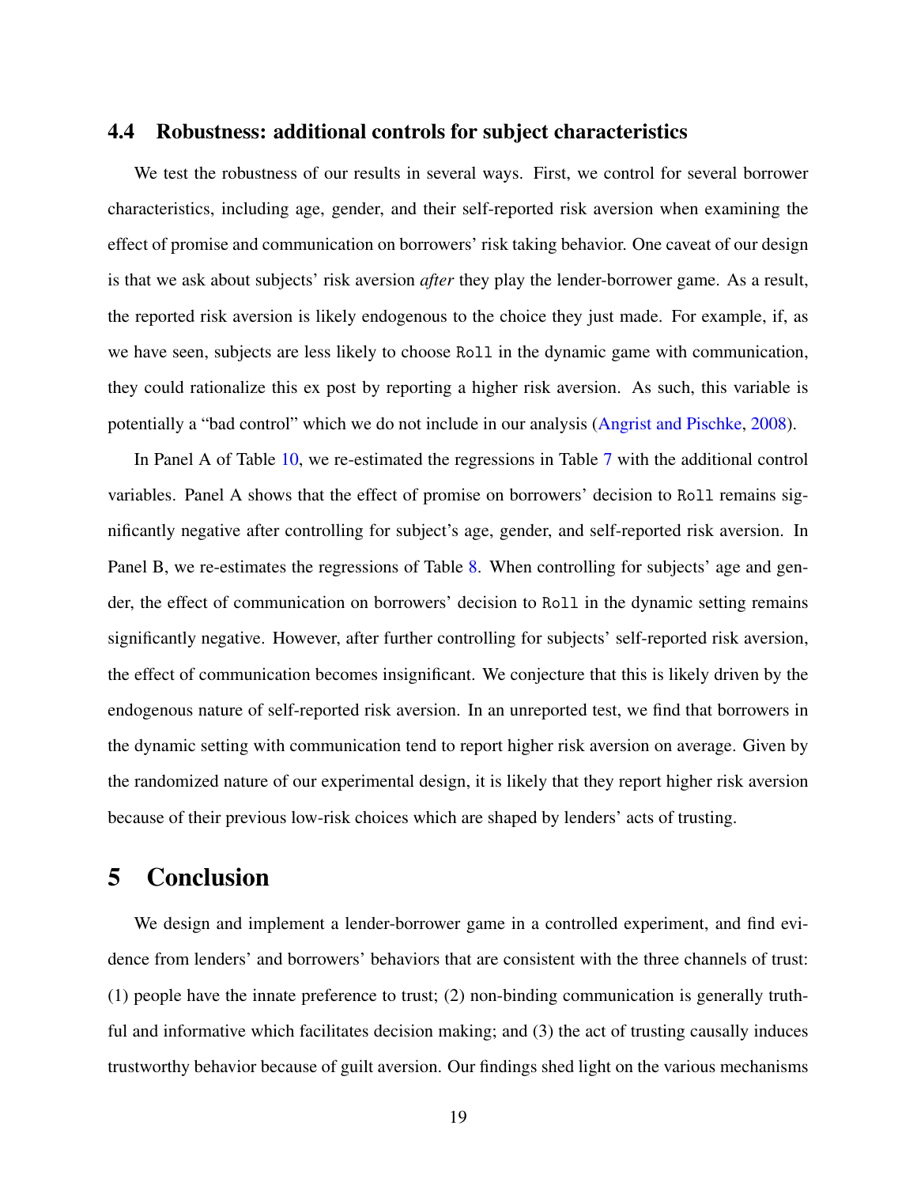### 4.4 Robustness: additional controls for subject characteristics

We test the robustness of our results in several ways. First, we control for several borrower characteristics, including age, gender, and their self-reported risk aversion when examining the effect of promise and communication on borrowers' risk taking behavior. One caveat of our design is that we ask about subjects' risk aversion *after* they play the lender-borrower game. As a result, the reported risk aversion is likely endogenous to the choice they just made. For example, if, as we have seen, subjects are less likely to choose `Roll` in the dynamic game with communication, they could rationalize this ex post by reporting a higher risk aversion. As such, this variable is potentially a "bad control" which we do not include in our analysis (Angrist and Pischke, 2008).

In Panel A of Table 10, we re-estimated the regressions in Table 7 with the additional control variables. Panel A shows that the effect of promise on borrowers' decision to `Roll` remains significantly negative after controlling for subject's age, gender, and self-reported risk aversion. In Panel B, we re-estimates the regressions of Table 8. When controlling for subjects' age and gender, the effect of communication on borrowers' decision to `Roll` in the dynamic setting remains significantly negative. However, after further controlling for subjects' self-reported risk aversion, the effect of communication becomes insignificant. We conjecture that this is likely driven by the endogenous nature of self-reported risk aversion. In an unreported test, we find that borrowers in the dynamic setting with communication tend to report higher risk aversion on average. Given by the randomized nature of our experimental design, it is likely that they report higher risk aversion because of their previous low-risk choices which are shaped by lenders' acts of trusting.

## 5 Conclusion

We design and implement a lender-borrower game in a controlled experiment, and find evidence from lenders' and borrowers' behaviors that are consistent with the three channels of trust: (1) people have the innate preference to trust; (2) non-binding communication is generally truthful and informative which facilitates decision making; and (3) the act of trusting causally induces trustworthy behavior because of guilt aversion. Our findings shed light on the various mechanisms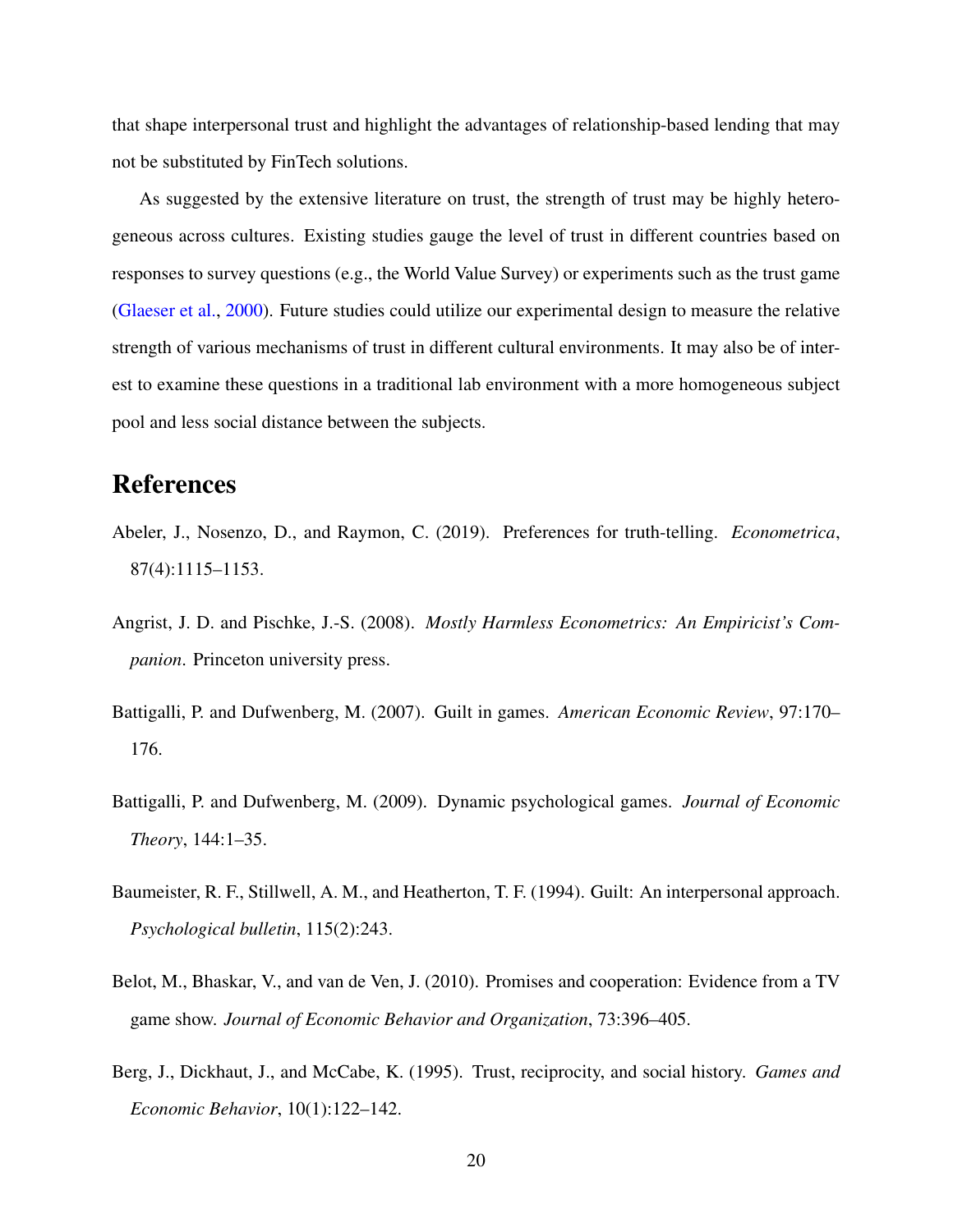that shape interpersonal trust and highlight the advantages of relationship-based lending that may not be substituted by FinTech solutions.

As suggested by the extensive literature on trust, the strength of trust may be highly heterogeneous across cultures. Existing studies gauge the level of trust in different countries based on responses to survey questions (e.g., the World Value Survey) or experiments such as the trust game (Glaeser et al., 2000). Future studies could utilize our experimental design to measure the relative strength of various mechanisms of trust in different cultural environments. It may also be of interest to examine these questions in a traditional lab environment with a more homogeneous subject pool and less social distance between the subjects.

# References

Abeler, J., Nosenzo, D., and Raymon, C. (2019). Preferences for truth-telling. *Econometrica*, 87(4):1115–1153.

Angrist, J. D. and Pischke, J.-S. (2008). *Mostly Harmless Econometrics: An Empiricist's Companion*. Princeton university press.

Battigalli, P. and Dufwenberg, M. (2007). Guilt in games. *American Economic Review*, 97:170–176.

Battigalli, P. and Dufwenberg, M. (2009). Dynamic psychological games. *Journal of Economic Theory*, 144:1–35.

Baumeister, R. F., Stillwell, A. M., and Heatherton, T. F. (1994). Guilt: An interpersonal approach. *Psychological bulletin*, 115(2):243.

Belot, M., Bhaskar, V., and van de Ven, J. (2010). Promises and cooperation: Evidence from a TV game show. *Journal of Economic Behavior and Organization*, 73:396–405.

Berg, J., Dickhaut, J., and McCabe, K. (1995). Trust, reciprocity, and social history. *Games and Economic Behavior*, 10(1):122–142.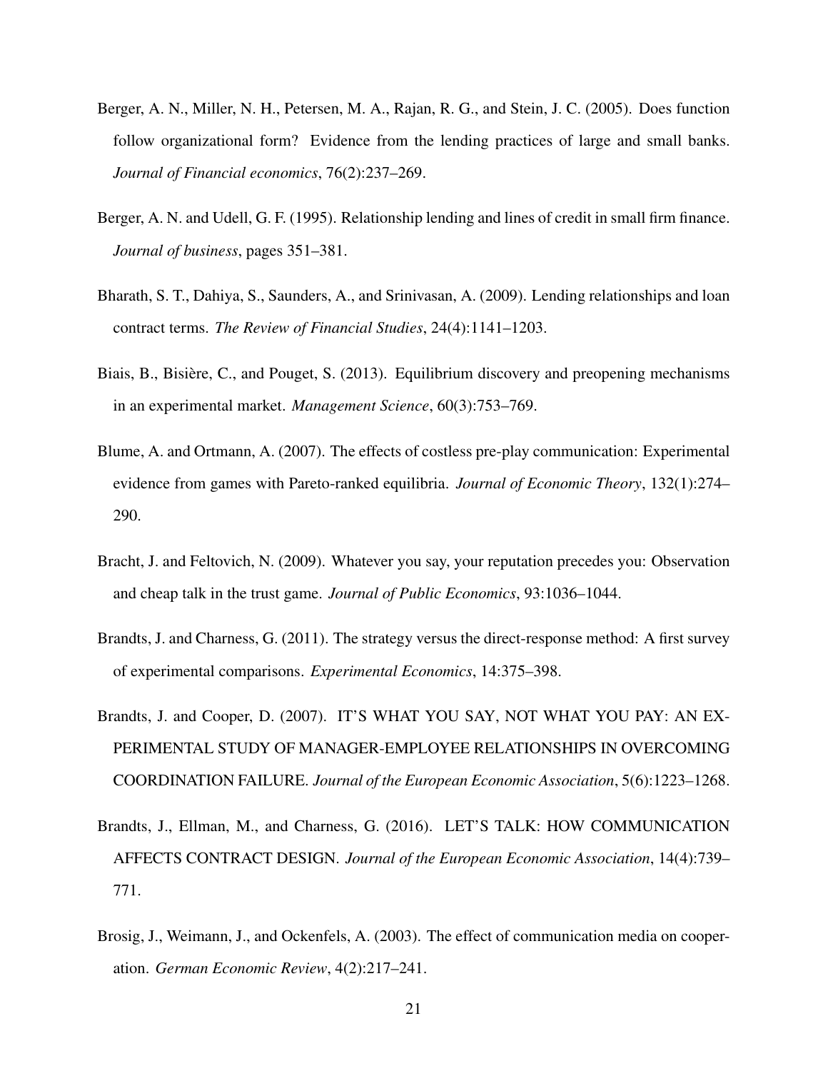Berger, A. N., Miller, N. H., Petersen, M. A., Rajan, R. G., and Stein, J. C. (2005). Does function follow organizational form? Evidence from the lending practices of large and small banks. *Journal of Financial economics*, 76(2):237–269.

Berger, A. N. and Udell, G. F. (1995). Relationship lending and lines of credit in small firm finance. *Journal of business*, pages 351–381.

Bharath, S. T., Dahiya, S., Saunders, A., and Srinivasan, A. (2009). Lending relationships and loan contract terms. *The Review of Financial Studies*, 24(4):1141–1203.

Biais, B., Bisière, C., and Pouget, S. (2013). Equilibrium discovery and preopening mechanisms in an experimental market. *Management Science*, 60(3):753–769.

Blume, A. and Ortmann, A. (2007). The effects of costless pre-play communication: Experimental evidence from games with Pareto-ranked equilibria. *Journal of Economic Theory*, 132(1):274–290.

Bracht, J. and Feltovich, N. (2009). Whatever you say, your reputation precedes you: Observation and cheap talk in the trust game. *Journal of Public Economics*, 93:1036–1044.

Brandts, J. and Charness, G. (2011). The strategy versus the direct-response method: A first survey of experimental comparisons. *Experimental Economics*, 14:375–398.

Brandts, J. and Cooper, D. (2007). IT'S WHAT YOU SAY, NOT WHAT YOU PAY: AN EXPERIMENTAL STUDY OF MANAGER-EMPLOYEE RELATIONSHIPS IN OVERCOMING COORDINATION FAILURE. *Journal of the European Economic Association*, 5(6):1223–1268.

Brandts, J., Ellman, M., and Charness, G. (2016). LET'S TALK: HOW COMMUNICATION AFFECTS CONTRACT DESIGN. *Journal of the European Economic Association*, 14(4):739–771.

Brosig, J., Weimann, J., and Ockenfels, A. (2003). The effect of communication media on cooperation. *German Economic Review*, 4(2):217–241.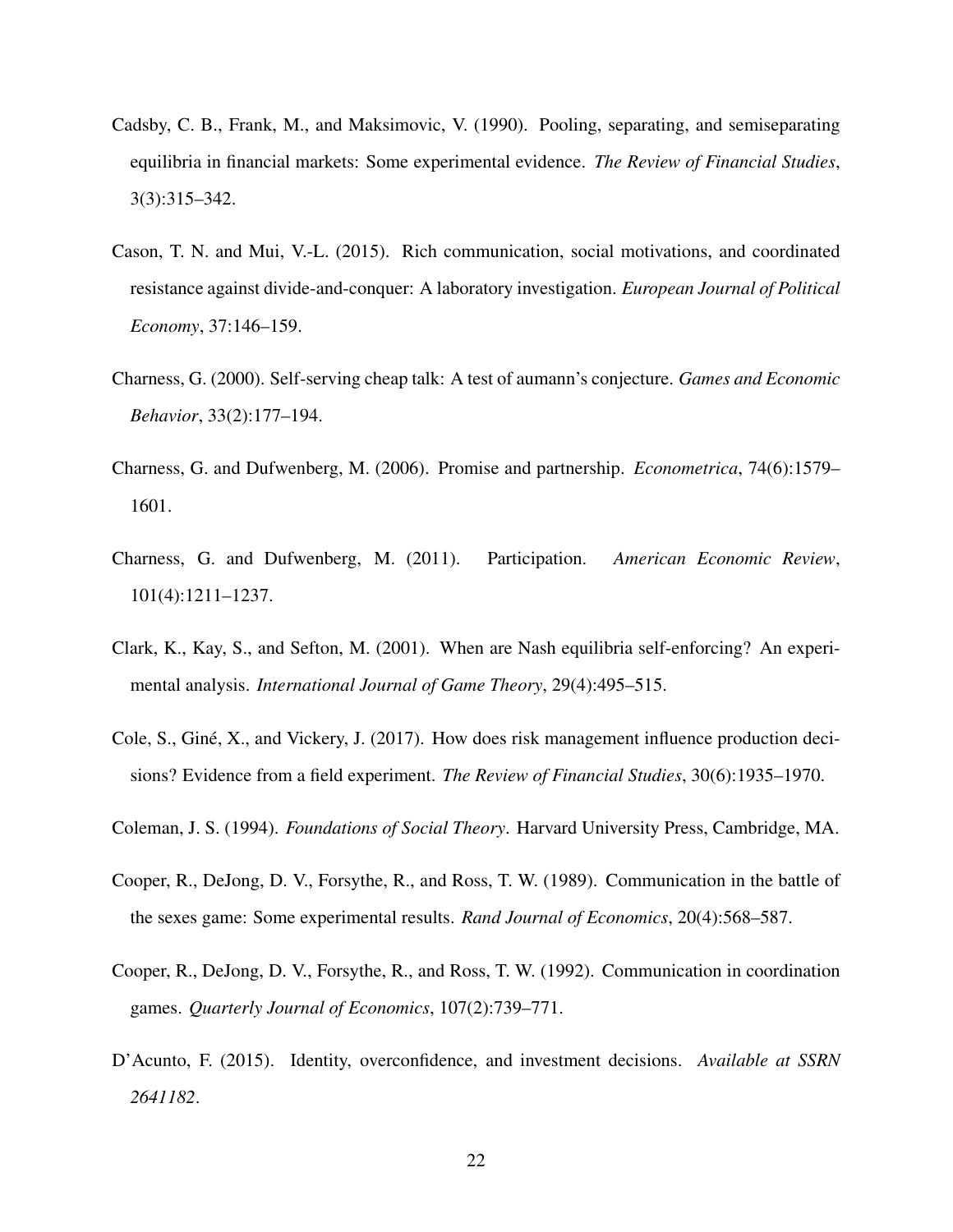Cadsby, C. B., Frank, M., and Maksimovic, V. (1990). Pooling, separating, and semiseparating equilibria in financial markets: Some experimental evidence. *The Review of Financial Studies*, 3(3):315–342.

Cason, T. N. and Mui, V.-L. (2015). Rich communication, social motivations, and coordinated resistance against divide-and-conquer: A laboratory investigation. *European Journal of Political Economy*, 37:146–159.

Charness, G. (2000). Self-serving cheap talk: A test of aumann's conjecture. *Games and Economic Behavior*, 33(2):177–194.

Charness, G. and Dufwenberg, M. (2006). Promise and partnership. *Econometrica*, 74(6):1579–1601.

Charness, G. and Dufwenberg, M. (2011). Participation. *American Economic Review*, 101(4):1211–1237.

Clark, K., Kay, S., and Sefton, M. (2001). When are Nash equilibria self-enforcing? An experimental analysis. *International Journal of Game Theory*, 29(4):495–515.

Cole, S., Giné, X., and Vickery, J. (2017). How does risk management influence production decisions? Evidence from a field experiment. *The Review of Financial Studies*, 30(6):1935–1970.

Coleman, J. S. (1994). *Foundations of Social Theory*. Harvard University Press, Cambridge, MA.

Cooper, R., DeJong, D. V., Forsythe, R., and Ross, T. W. (1989). Communication in the battle of the sexes game: Some experimental results. *Rand Journal of Economics*, 20(4):568–587.

Cooper, R., DeJong, D. V., Forsythe, R., and Ross, T. W. (1992). Communication in coordination games. *Quarterly Journal of Economics*, 107(2):739–771.

D'Acunto, F. (2015). Identity, overconfidence, and investment decisions. *Available at SSRN 2641182*.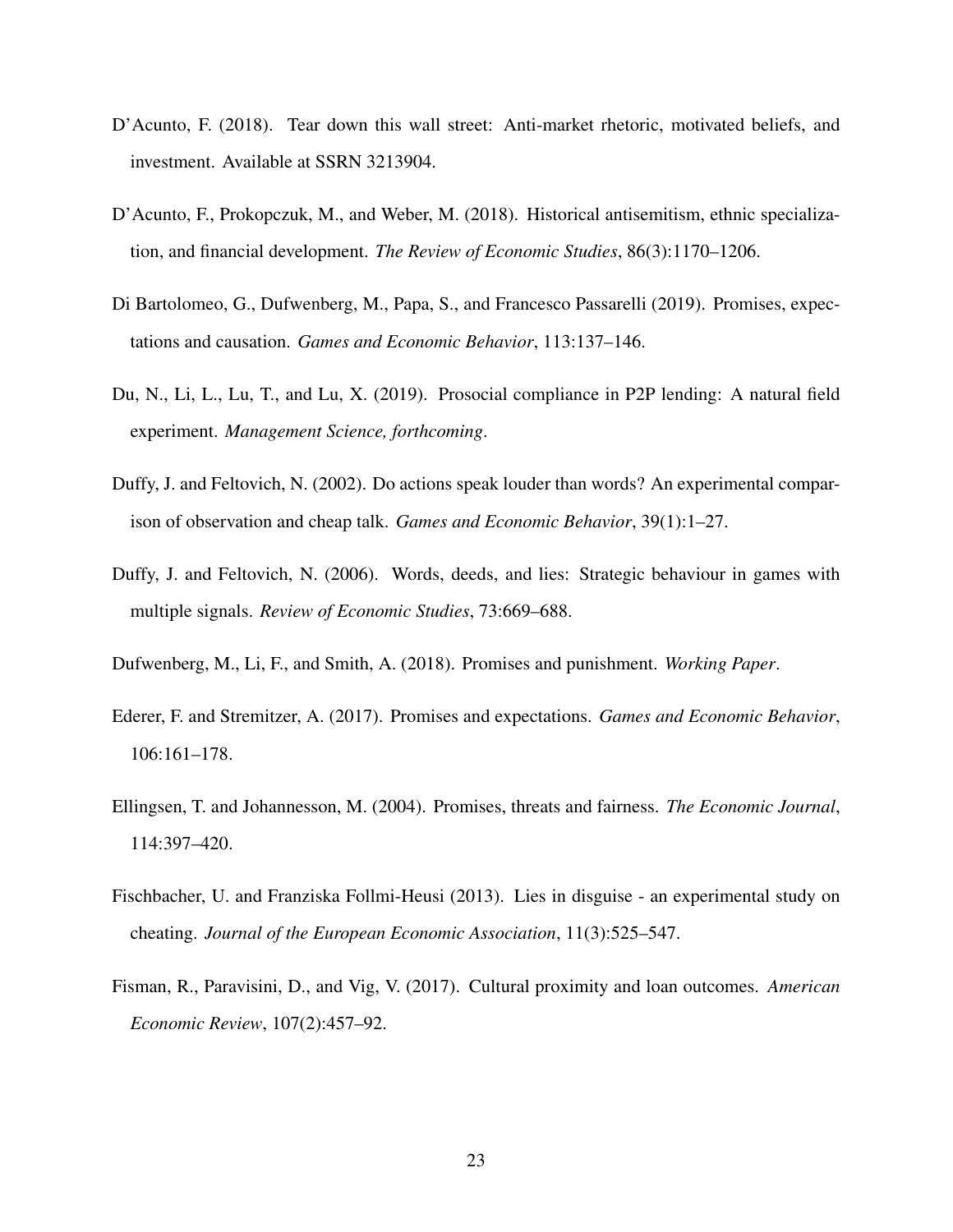D'Acunto, F. (2018). Tear down this wall street: Anti-market rhetoric, motivated beliefs, and investment. Available at SSRN 3213904.

D'Acunto, F., Prokopczuk, M., and Weber, M. (2018). Historical antisemitism, ethnic specialization, and financial development. *The Review of Economic Studies*, 86(3):1170–1206.

Di Bartolomeo, G., Dufwenberg, M., Papa, S., and Francesco Passarelli (2019). Promises, expectations and causation. *Games and Economic Behavior*, 113:137–146.

Du, N., Li, L., Lu, T., and Lu, X. (2019). Prosocial compliance in P2P lending: A natural field experiment. *Management Science, forthcoming*.

Duffy, J. and Feltovich, N. (2002). Do actions speak louder than words? An experimental comparison of observation and cheap talk. *Games and Economic Behavior*, 39(1):1–27.

Duffy, J. and Feltovich, N. (2006). Words, deeds, and lies: Strategic behaviour in games with multiple signals. *Review of Economic Studies*, 73:669–688.

Dufwenberg, M., Li, F., and Smith, A. (2018). Promises and punishment. *Working Paper*.

Ederer, F. and Stremitzer, A. (2017). Promises and expectations. *Games and Economic Behavior*, 106:161–178.

Ellingsen, T. and Johannesson, M. (2004). Promises, threats and fairness. *The Economic Journal*, 114:397–420.

Fischbacher, U. and Franziska Follmi-Heusi (2013). Lies in disguise - an experimental study on cheating. *Journal of the European Economic Association*, 11(3):525–547.

Fisman, R., Paravisini, D., and Vig, V. (2017). Cultural proximity and loan outcomes. *American Economic Review*, 107(2):457–92.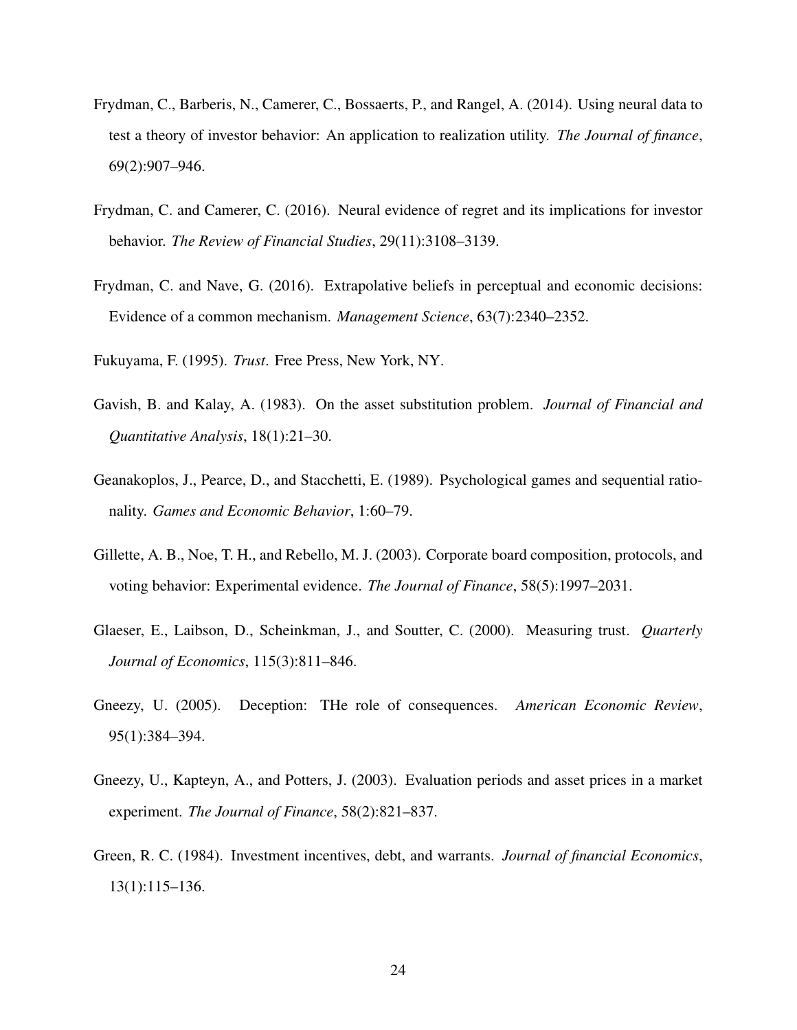Frydman, C., Barberis, N., Camerer, C., Bossaerts, P., and Rangel, A. (2014). Using neural data to test a theory of investor behavior: An application to realization utility. *The Journal of finance*, 69(2):907–946.

Frydman, C. and Camerer, C. (2016). Neural evidence of regret and its implications for investor behavior. *The Review of Financial Studies*, 29(11):3108–3139.

Frydman, C. and Nave, G. (2016). Extrapolative beliefs in perceptual and economic decisions: Evidence of a common mechanism. *Management Science*, 63(7):2340–2352.

Fukuyama, F. (1995). *Trust*. Free Press, New York, NY.

Gavish, B. and Kalay, A. (1983). On the asset substitution problem. *Journal of Financial and Quantitative Analysis*, 18(1):21–30.

Geanakoplos, J., Pearce, D., and Stacchetti, E. (1989). Psychological games and sequential rationality. *Games and Economic Behavior*, 1:60–79.

Gillette, A. B., Noe, T. H., and Rebello, M. J. (2003). Corporate board composition, protocols, and voting behavior: Experimental evidence. *The Journal of Finance*, 58(5):1997–2031.

Glaeser, E., Laibson, D., Scheinkman, J., and Soutter, C. (2000). Measuring trust. *Quarterly Journal of Economics*, 115(3):811–846.

Gneezy, U. (2005). Deception: THe role of consequences. *American Economic Review*, 95(1):384–394.

Gneezy, U., Kapteyn, A., and Potters, J. (2003). Evaluation periods and asset prices in a market experiment. *The Journal of Finance*, 58(2):821–837.

Green, R. C. (1984). Investment incentives, debt, and warrants. *Journal of financial Economics*, 13(1):115–136.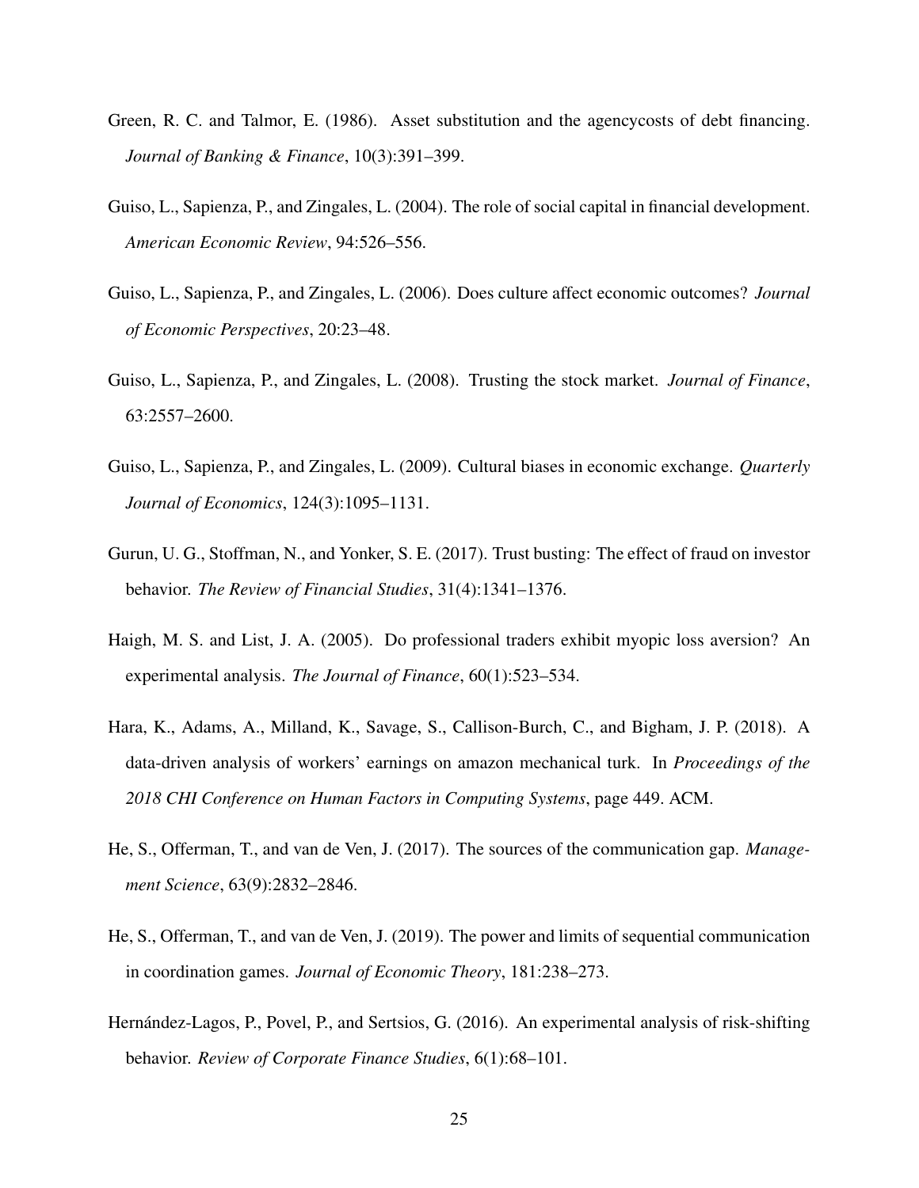Green, R. C. and Talmor, E. (1986). Asset substitution and the agencycosts of debt financing. *Journal of Banking & Finance*, 10(3):391–399.

Guiso, L., Sapienza, P., and Zingales, L. (2004). The role of social capital in financial development. *American Economic Review*, 94:526–556.

Guiso, L., Sapienza, P., and Zingales, L. (2006). Does culture affect economic outcomes? *Journal of Economic Perspectives*, 20:23–48.

Guiso, L., Sapienza, P., and Zingales, L. (2008). Trusting the stock market. *Journal of Finance*, 63:2557–2600.

Guiso, L., Sapienza, P., and Zingales, L. (2009). Cultural biases in economic exchange. *Quarterly Journal of Economics*, 124(3):1095–1131.

Gurun, U. G., Stoffman, N., and Yonker, S. E. (2017). Trust busting: The effect of fraud on investor behavior. *The Review of Financial Studies*, 31(4):1341–1376.

Haigh, M. S. and List, J. A. (2005). Do professional traders exhibit myopic loss aversion? An experimental analysis. *The Journal of Finance*, 60(1):523–534.

Hara, K., Adams, A., Milland, K., Savage, S., Callison-Burch, C., and Bigham, J. P. (2018). A data-driven analysis of workers' earnings on amazon mechanical turk. In *Proceedings of the 2018 CHI Conference on Human Factors in Computing Systems*, page 449. ACM.

He, S., Offerman, T., and van de Ven, J. (2017). The sources of the communication gap. *Management Science*, 63(9):2832–2846.

He, S., Offerman, T., and van de Ven, J. (2019). The power and limits of sequential communication in coordination games. *Journal of Economic Theory*, 181:238–273.

Hernández-Lagos, P., Povel, P., and Sertsios, G. (2016). An experimental analysis of risk-shifting behavior. *Review of Corporate Finance Studies*, 6(1):68–101.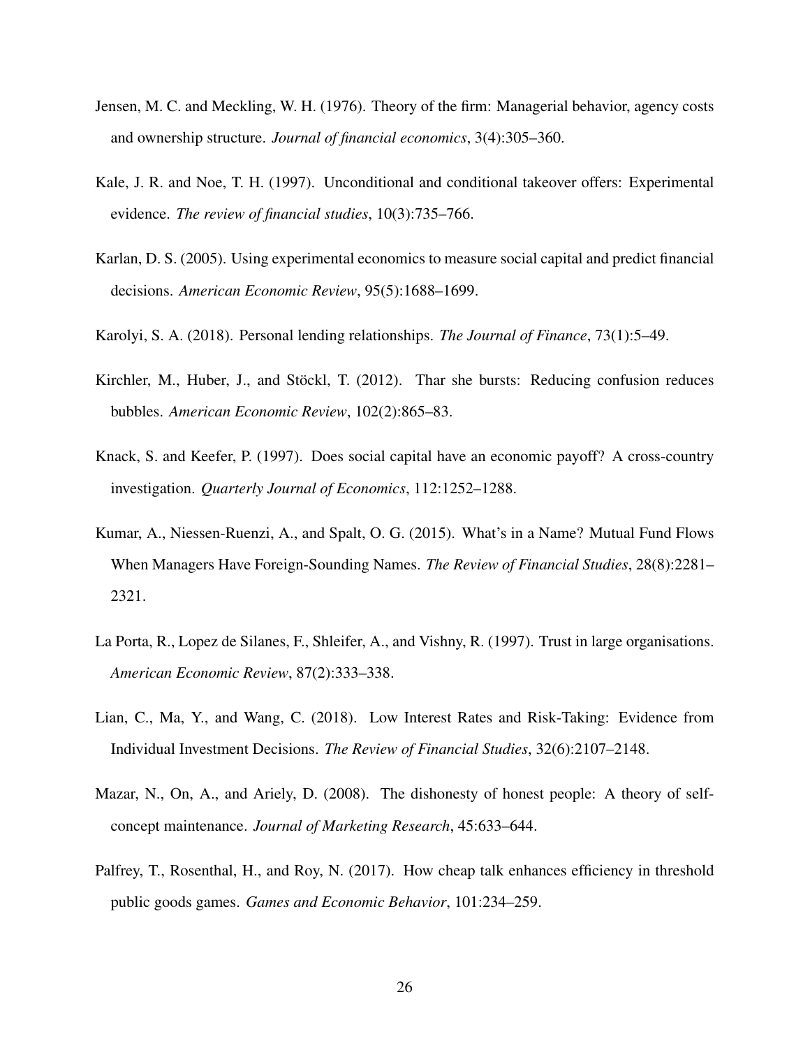Jensen, M. C. and Meckling, W. H. (1976). Theory of the firm: Managerial behavior, agency costs and ownership structure. *Journal of financial economics*, 3(4):305–360.

Kale, J. R. and Noe, T. H. (1997). Unconditional and conditional takeover offers: Experimental evidence. *The review of financial studies*, 10(3):735–766.

Karlan, D. S. (2005). Using experimental economics to measure social capital and predict financial decisions. *American Economic Review*, 95(5):1688–1699.

Karolyi, S. A. (2018). Personal lending relationships. *The Journal of Finance*, 73(1):5–49.

Kirchler, M., Huber, J., and Stöckl, T. (2012). Thar she bursts: Reducing confusion reduces bubbles. *American Economic Review*, 102(2):865–83.

Knack, S. and Keefer, P. (1997). Does social capital have an economic payoff? A cross-country investigation. *Quarterly Journal of Economics*, 112:1252–1288.

Kumar, A., Niessen-Ruenzi, A., and Spalt, O. G. (2015). What's in a Name? Mutual Fund Flows When Managers Have Foreign-Sounding Names. *The Review of Financial Studies*, 28(8):2281–2321.

La Porta, R., Lopez de Silanes, F., Shleifer, A., and Vishny, R. (1997). Trust in large organisations. *American Economic Review*, 87(2):333–338.

Lian, C., Ma, Y., and Wang, C. (2018). Low Interest Rates and Risk-Taking: Evidence from Individual Investment Decisions. *The Review of Financial Studies*, 32(6):2107–2148.

Mazar, N., On, A., and Ariely, D. (2008). The dishonesty of honest people: A theory of self-concept maintenance. *Journal of Marketing Research*, 45:633–644.

Palfrey, T., Rosenthal, H., and Roy, N. (2017). How cheap talk enhances efficiency in threshold public goods games. *Games and Economic Behavior*, 101:234–259.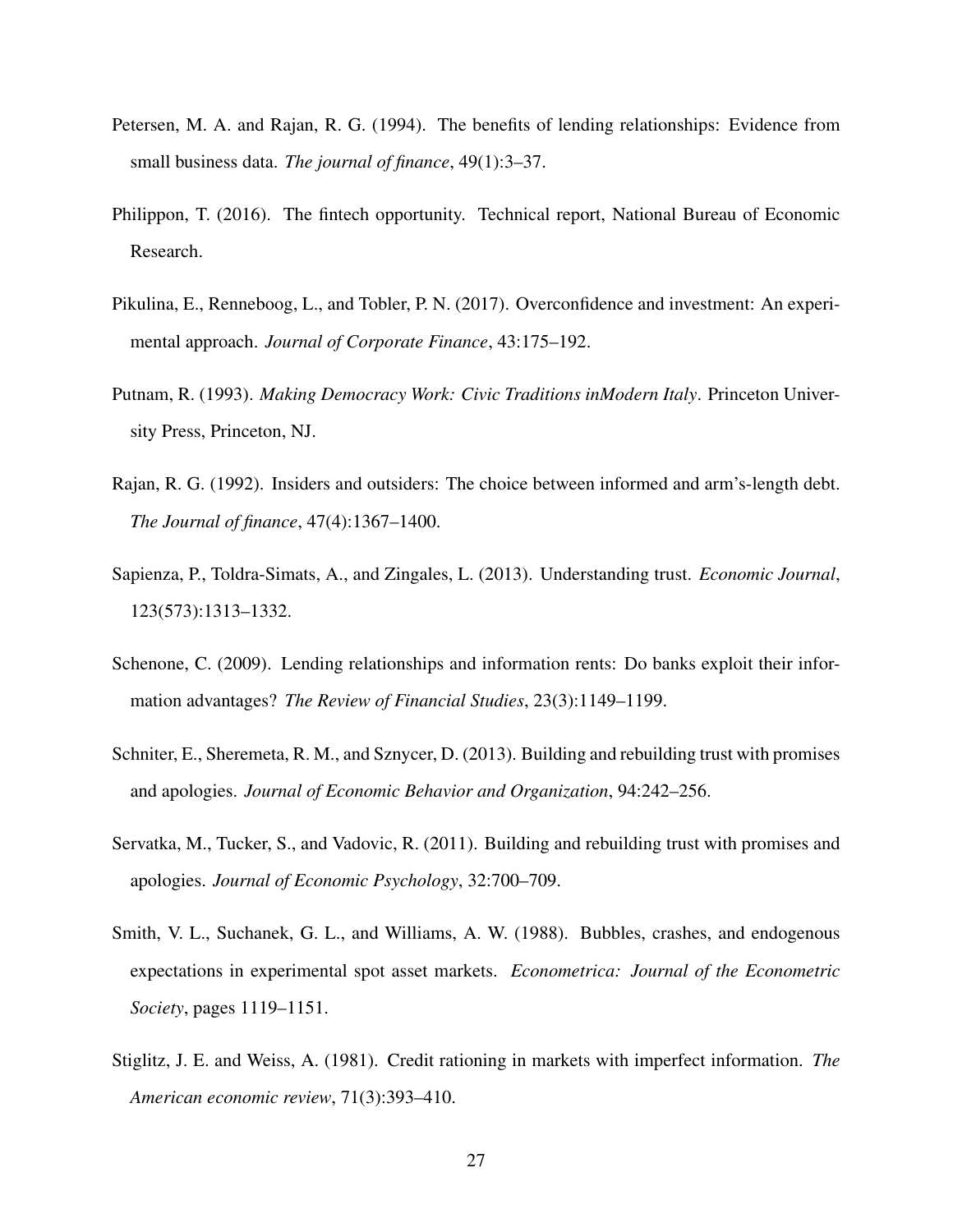Petersen, M. A. and Rajan, R. G. (1994). The benefits of lending relationships: Evidence from small business data. *The journal of finance*, 49(1):3–37.

Philippon, T. (2016). The fintech opportunity. Technical report, National Bureau of Economic Research.

Pikulina, E., Renneboog, L., and Tobler, P. N. (2017). Overconfidence and investment: An experimental approach. *Journal of Corporate Finance*, 43:175–192.

Putnam, R. (1993). *Making Democracy Work: Civic Traditions inModern Italy*. Princeton University Press, Princeton, NJ.

Rajan, R. G. (1992). Insiders and outsiders: The choice between informed and arm's-length debt. *The Journal of finance*, 47(4):1367–1400.

Sapienza, P., Toldra-Simats, A., and Zingales, L. (2013). Understanding trust. *Economic Journal*, 123(573):1313–1332.

Schenone, C. (2009). Lending relationships and information rents: Do banks exploit their information advantages? *The Review of Financial Studies*, 23(3):1149–1199.

Schniter, E., Sheremeta, R. M., and Sznycer, D. (2013). Building and rebuilding trust with promises and apologies. *Journal of Economic Behavior and Organization*, 94:242–256.

Servatka, M., Tucker, S., and Vadovic, R. (2011). Building and rebuilding trust with promises and apologies. *Journal of Economic Psychology*, 32:700–709.

Smith, V. L., Suchanek, G. L., and Williams, A. W. (1988). Bubbles, crashes, and endogenous expectations in experimental spot asset markets. *Econometrica: Journal of the Econometric Society*, pages 1119–1151.

Stiglitz, J. E. and Weiss, A. (1981). Credit rationing in markets with imperfect information. *The American economic review*, 71(3):393–410.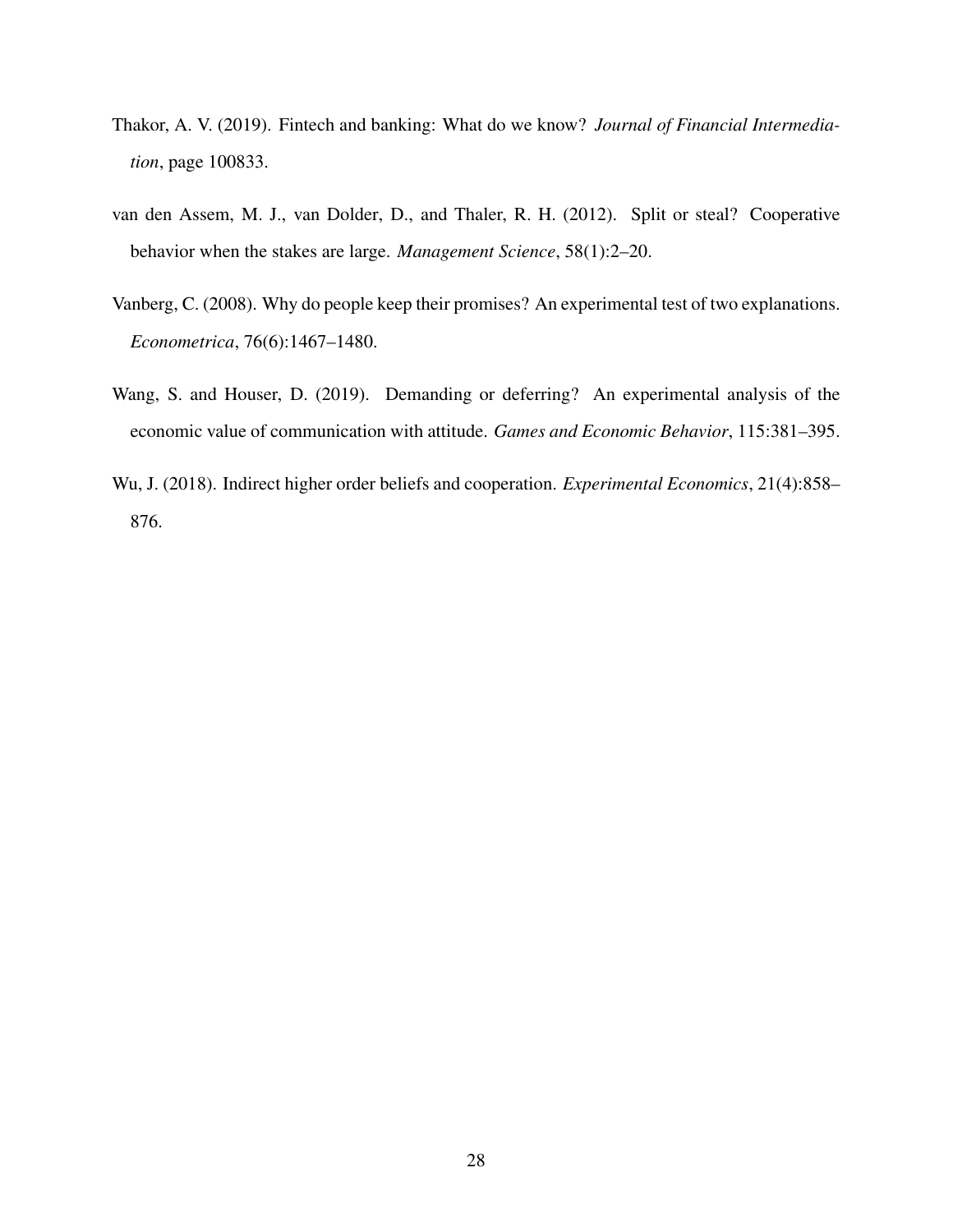Thakor, A. V. (2019). Fintech and banking: What do we know? *Journal of Financial Intermediation*, page 100833.

van den Assem, M. J., van Dolder, D., and Thaler, R. H. (2012). Split or steal? Cooperative behavior when the stakes are large. *Management Science*, 58(1):2–20.

Vanberg, C. (2008). Why do people keep their promises? An experimental test of two explanations. *Econometrica*, 76(6):1467–1480.

Wang, S. and Houser, D. (2019). Demanding or deferring? An experimental analysis of the economic value of communication with attitude. *Games and Economic Behavior*, 115:381–395.

Wu, J. (2018). Indirect higher order beliefs and cooperation. *Experimental Economics*, 21(4):858–876.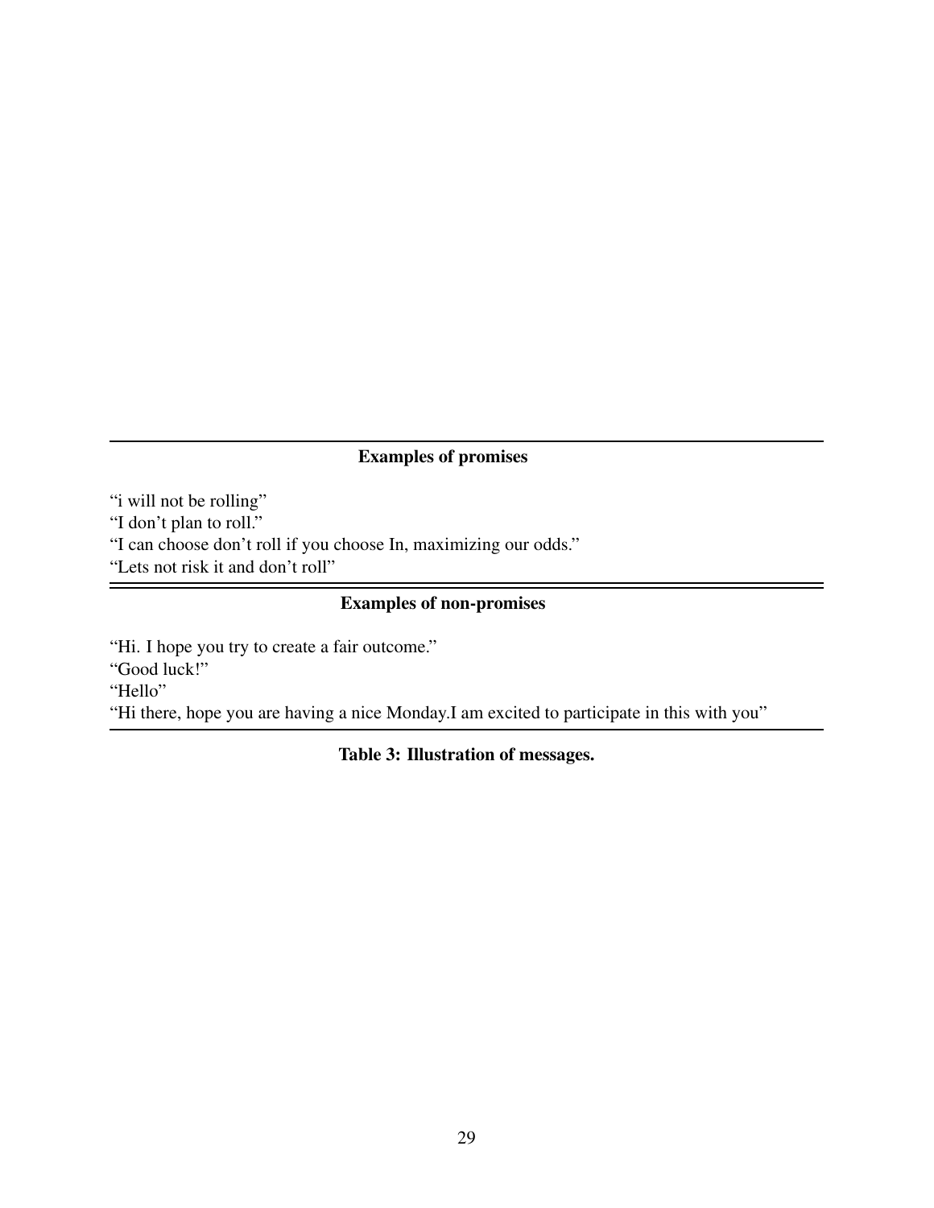| Examples of promises |
| --- |
| “i will not be rolling” |
| “I don’t plan to roll.” |
| “I can choose don’t roll if you choose In, maximizing our odds.” |
| “Lets not risk it and don’t roll” |
| **Examples of non-promises** |
| “Hi. I hope you try to create a fair outcome.” |
| “Good luck!” |
| “Hello” |
| “Hi there, hope you are having a nice Monday.I am excited to participate in this with you” |

**Table 3: Illustration of messages.**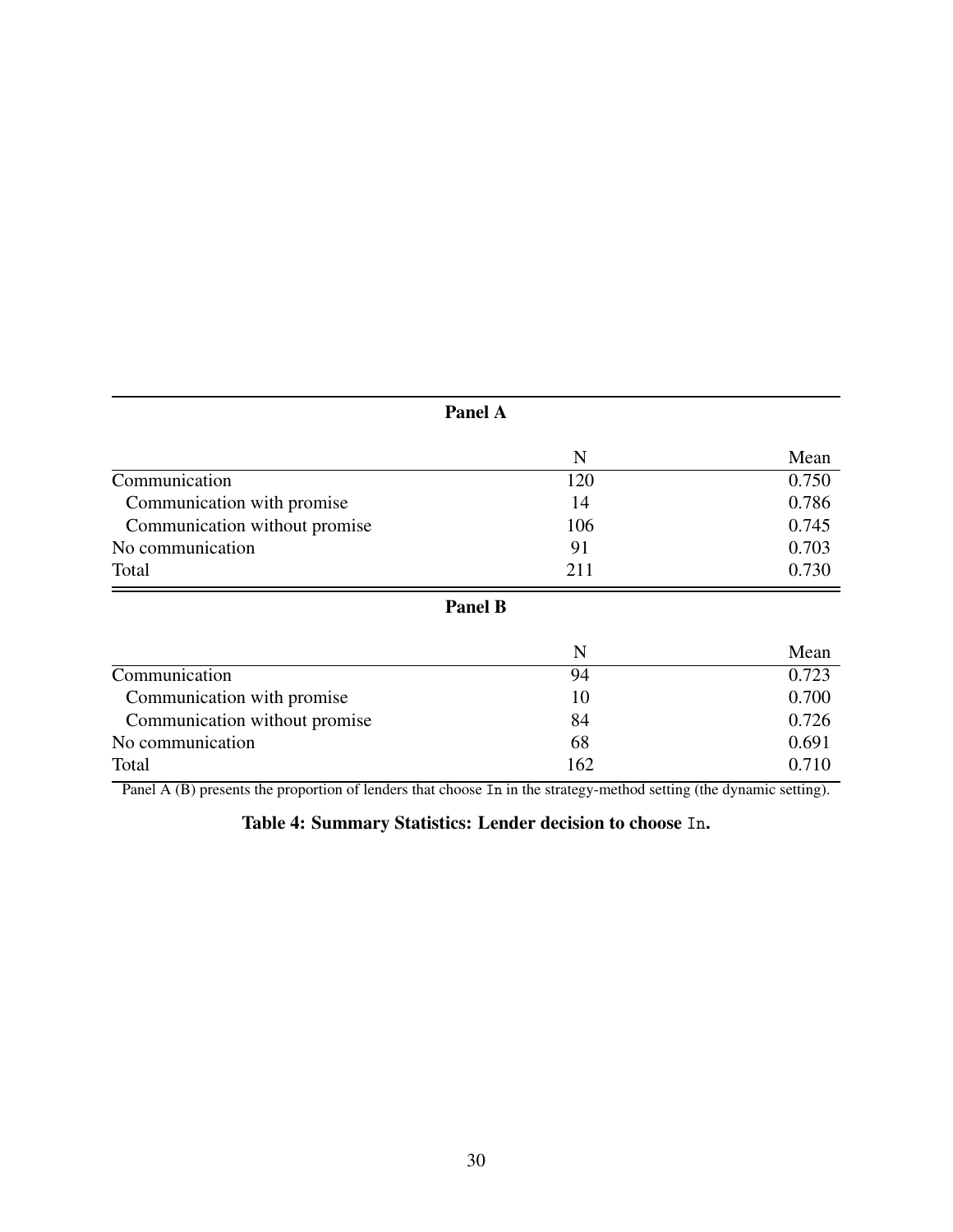**Panel A**

| | N | Mean |
|---|---|---|
| Communication | 120 | 0.750 |
| Communication with promise | 14 | 0.786 |
| Communication without promise | 106 | 0.745 |
| No communication | 91 | 0.703 |
| Total | 211 | 0.730 |

**Panel B**

| | N | Mean |
|---|---|---|
| Communication | 94 | 0.723 |
| Communication with promise | 10 | 0.700 |
| Communication without promise | 84 | 0.726 |
| No communication | 68 | 0.691 |
| Total | 162 | 0.710 |

Panel A (B) presents the proportion of lenders that choose `In` in the strategy-method setting (the dynamic setting).

**Table 4: Summary Statistics: Lender decision to choose `In`.**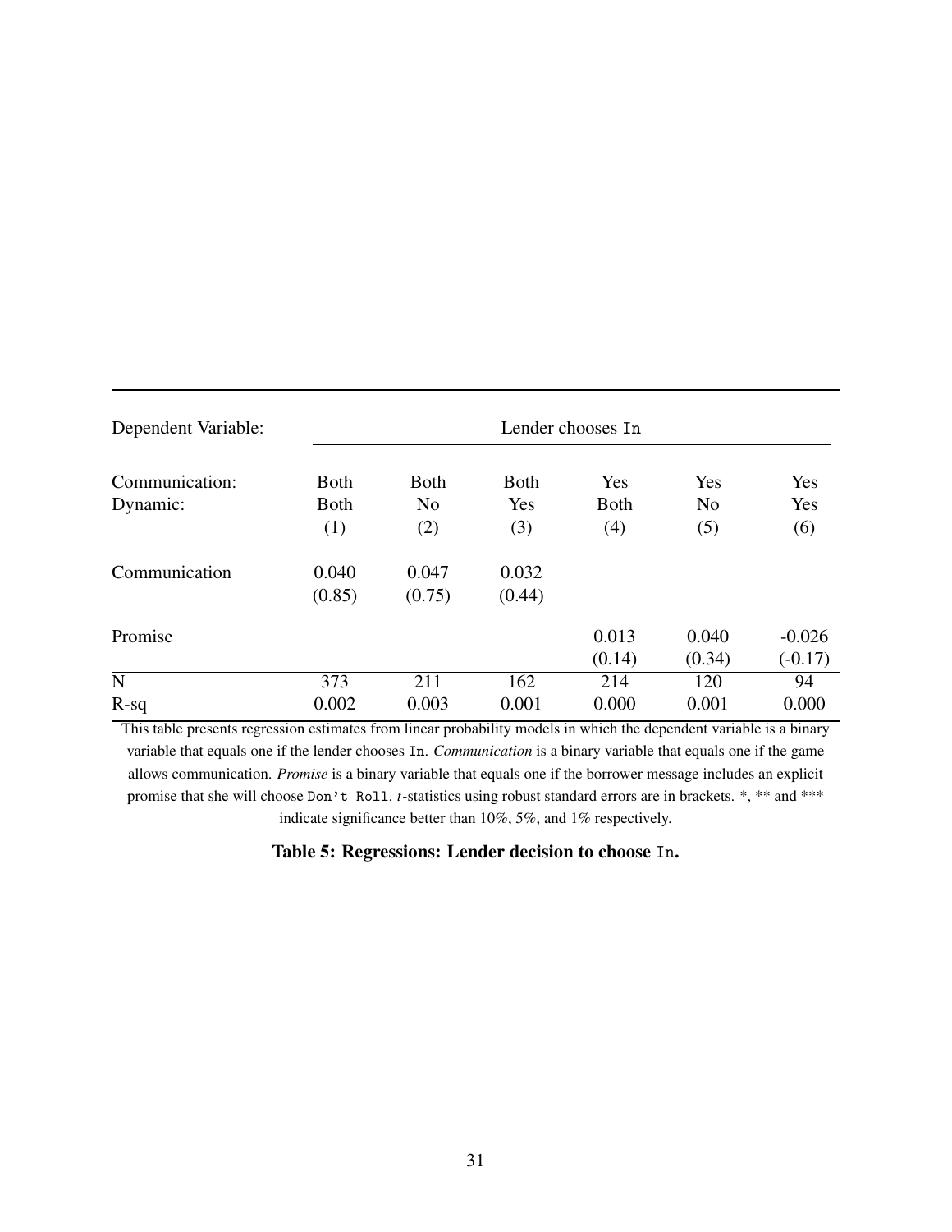| Dependent Variable: | Lender chooses `In` | | | | | |
|---|---|---|---|---|---|---|
| Communication: | Both | Both | Both | Yes | Yes | Yes |
| Dynamic: | Both | No | Yes | Both | No | Yes |
| | (1) | (2) | (3) | (4) | (5) | (6) |
| Communication | 0.040 | 0.047 | 0.032 | | | |
| | (0.85) | (0.75) | (0.44) | | | |
| Promise | | | | 0.013 | 0.040 | -0.026 |
| | | | | (0.14) | (0.34) | (-0.17) |
| N | 373 | 211 | 162 | 214 | 120 | 94 |
| R-sq | 0.002 | 0.003 | 0.001 | 0.000 | 0.001 | 0.000 |

This table presents regression estimates from linear probability models in which the dependent variable is a binary variable that equals one if the lender chooses `In`. *Communication* is a binary variable that equals one if the game allows communication. *Promise* is a binary variable that equals one if the borrower message includes an explicit promise that she will choose `Don't Roll`. *t*-statistics using robust standard errors are in brackets. *, ** and *** indicate significance better than 10%, 5%, and 1% respectively.

**Table 5: Regressions: Lender decision to choose `In`.**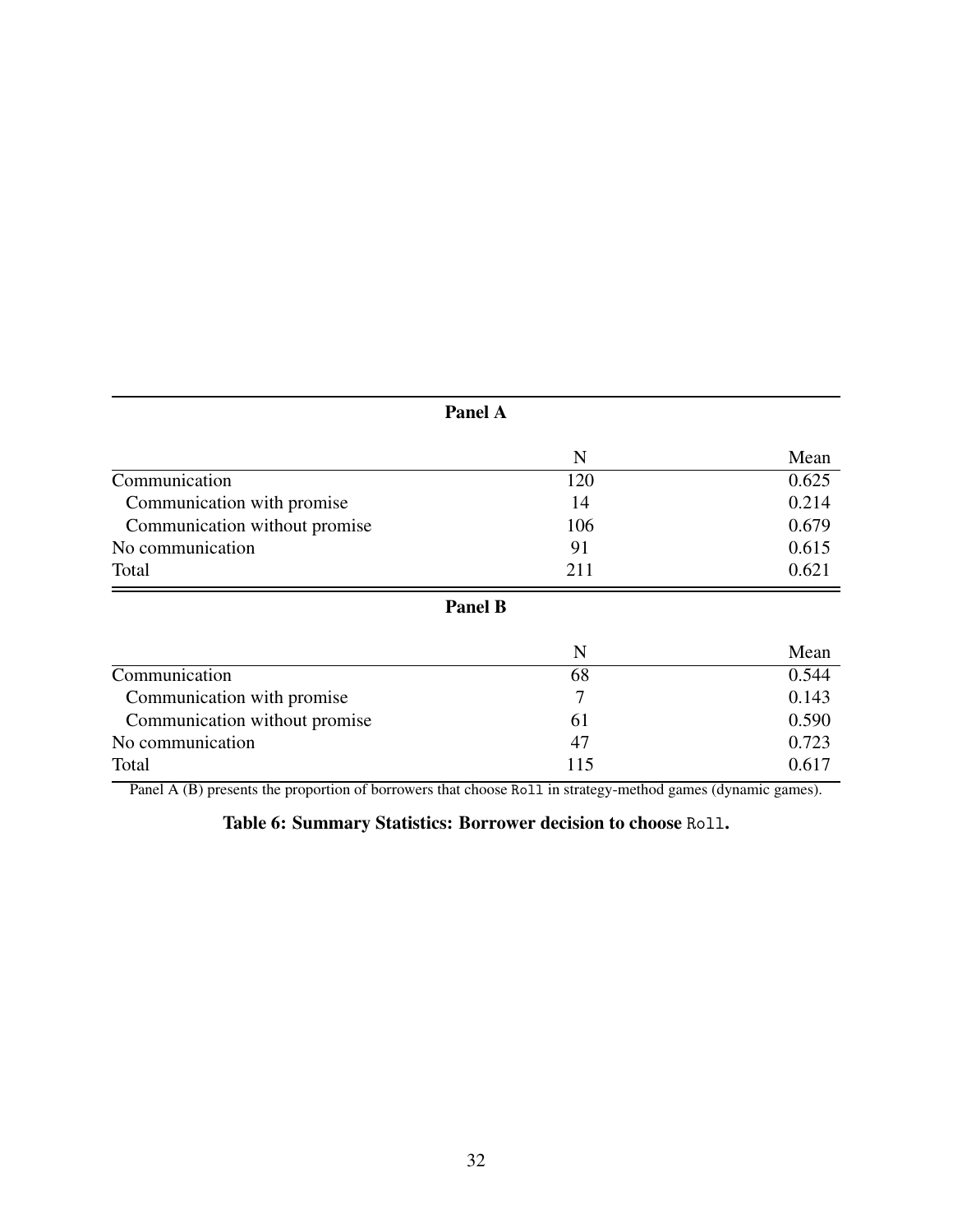**Panel A**

| | N | Mean |
|---|---|---|
| Communication | 120 | 0.625 |
| Communication with promise | 14 | 0.214 |
| Communication without promise | 106 | 0.679 |
| No communication | 91 | 0.615 |
| Total | 211 | 0.621 |

**Panel B**

| | N | Mean |
|---|---|---|
| Communication | 68 | 0.544 |
| Communication with promise | 7 | 0.143 |
| Communication without promise | 61 | 0.590 |
| No communication | 47 | 0.723 |
| Total | 115 | 0.617 |

Panel A (B) presents the proportion of borrowers that choose `Roll` in strategy-method games (dynamic games).

**Table 6: Summary Statistics: Borrower decision to choose `Roll`.**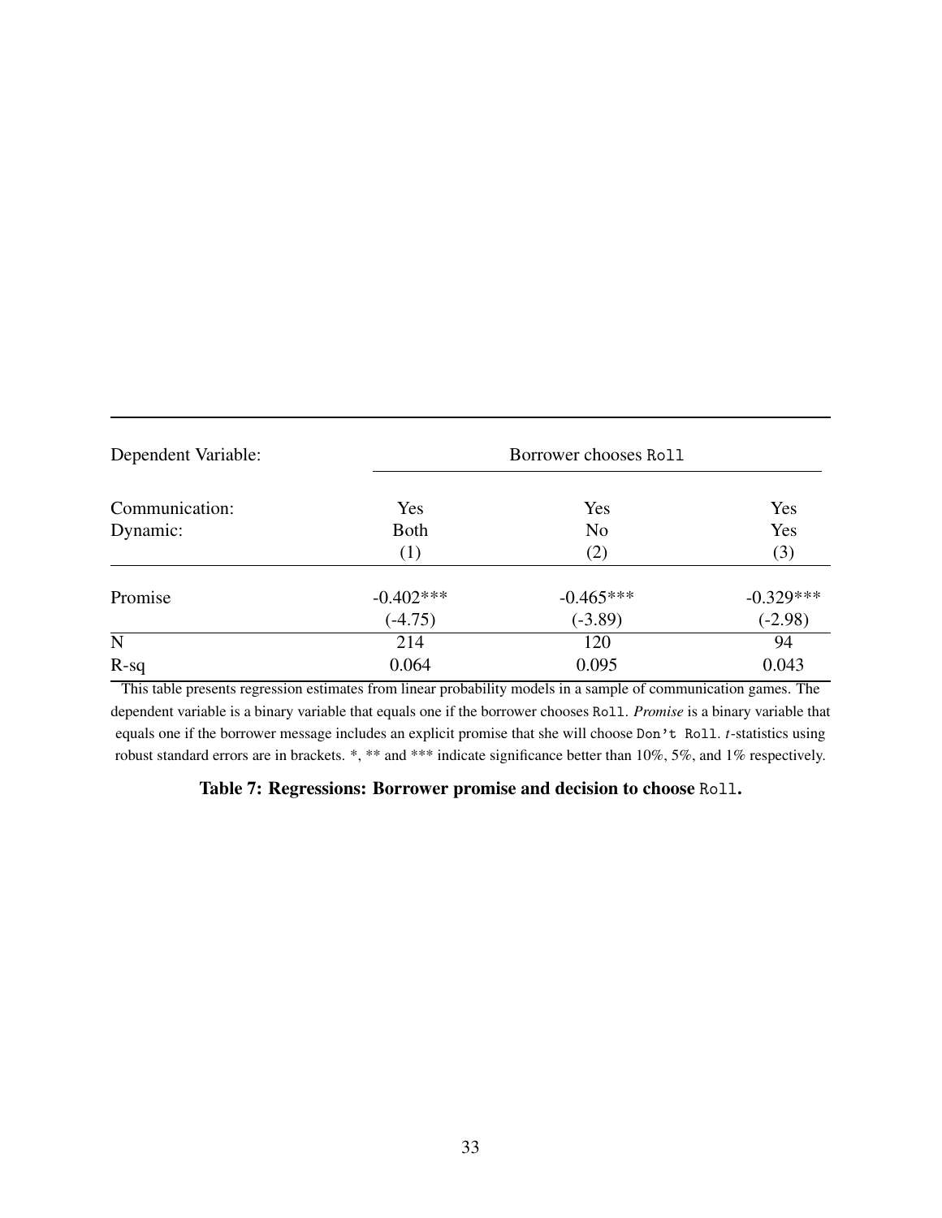| Dependent Variable: | Borrower chooses Roll | | |
|---|---|---|---|
| Communication: | Yes | Yes | Yes |
| Dynamic: | Both | No | Yes |
| | (1) | (2) | (3) |
| Promise | -0.402*** | -0.465*** | -0.329*** |
| | (-4.75) | (-3.89) | (-2.98) |
| N | 214 | 120 | 94 |
| R-sq | 0.064 | 0.095 | 0.043 |

This table presents regression estimates from linear probability models in a sample of communication games. The dependent variable is a binary variable that equals one if the borrower chooses Roll. *Promise* is a binary variable that equals one if the borrower message includes an explicit promise that she will choose Don't Roll. *t*-statistics using robust standard errors are in brackets. *, ** and *** indicate significance better than 10%, 5%, and 1% respectively.

**Table 7: Regressions: Borrower promise and decision to choose Roll.**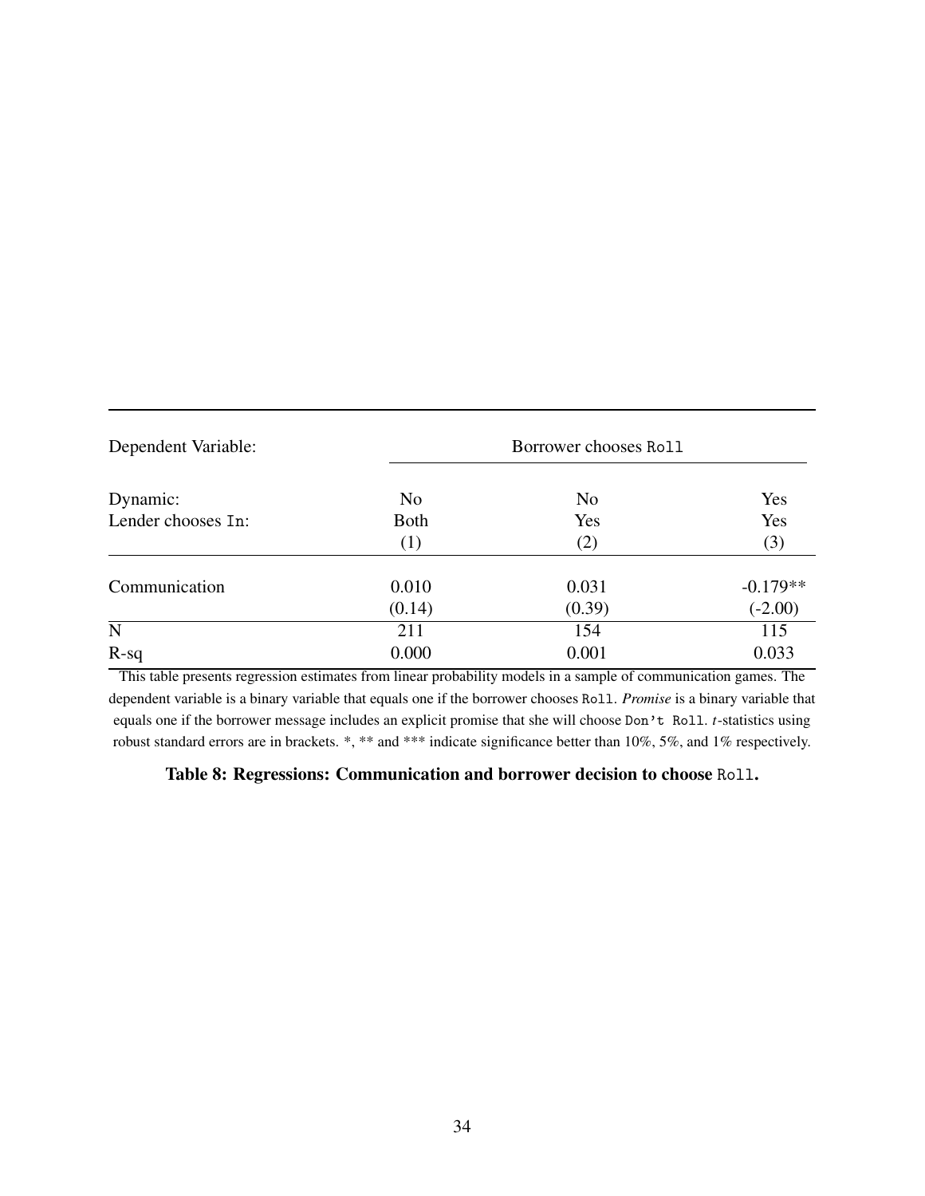| Dependent Variable: | Borrower chooses Roll | | |
|---|---|---|---|
| Dynamic: | No | No | Yes |
| Lender chooses In: | Both | Yes | Yes |
| | (1) | (2) | (3) |
| Communication | 0.010 | 0.031 | -0.179** |
| | (0.14) | (0.39) | (-2.00) |
| N | 211 | 154 | 115 |
| R-sq | 0.000 | 0.001 | 0.033 |

This table presents regression estimates from linear probability models in a sample of communication games. The dependent variable is a binary variable that equals one if the borrower chooses Roll. *Promise* is a binary variable that equals one if the borrower message includes an explicit promise that she will choose Don't Roll. *t*-statistics using robust standard errors are in brackets. *, ** and *** indicate significance better than 10%, 5%, and 1% respectively.

**Table 8: Regressions: Communication and borrower decision to choose Roll.**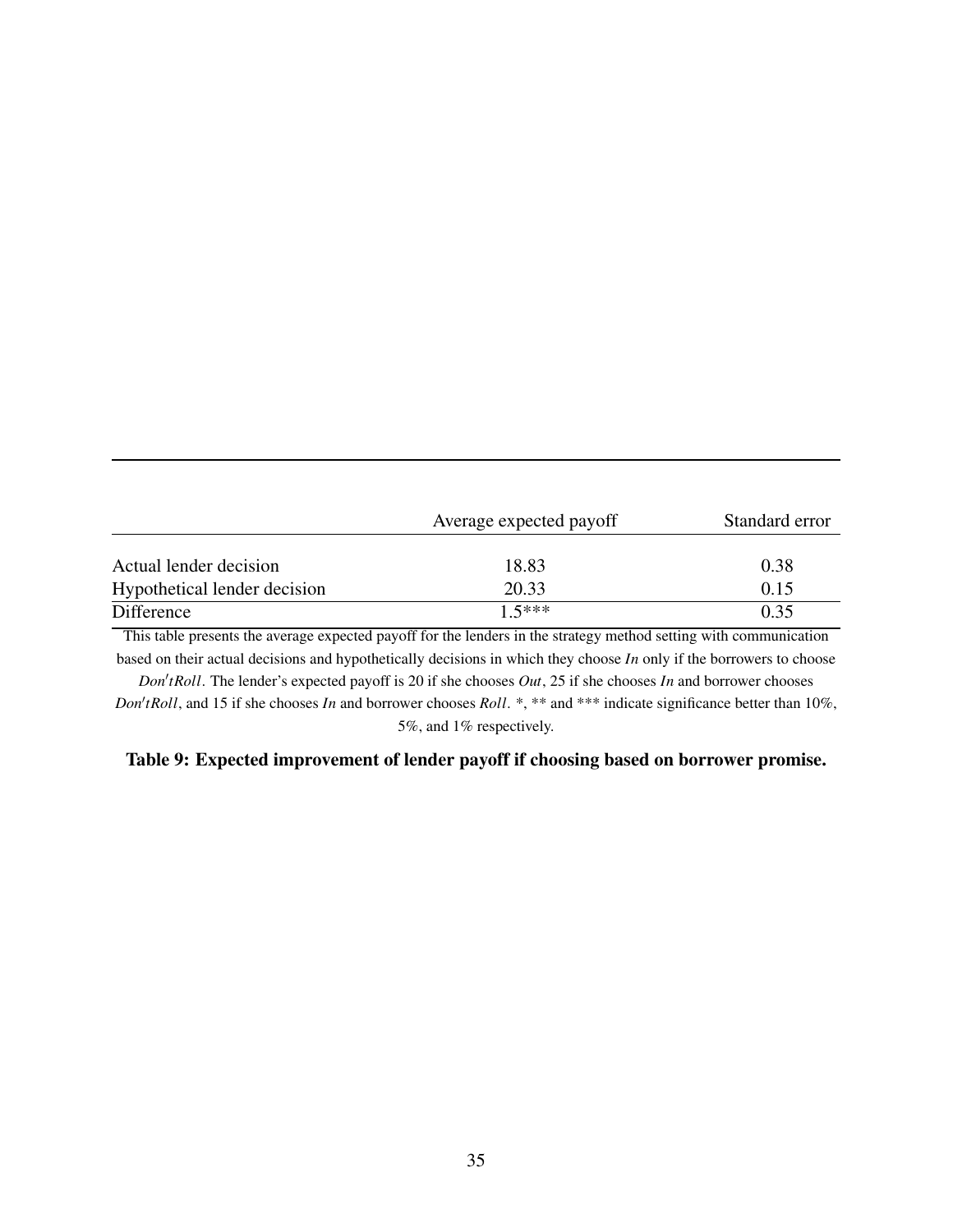| | Average expected payoff | Standard error |
|---|---|---|
| Actual lender decision | 18.83 | 0.38 |
| Hypothetical lender decision | 20.33 | 0.15 |
| Difference | 1.5*** | 0.35 |

This table presents the average expected payoff for the lenders in the strategy method setting with communication based on their actual decisions and hypothetically decisions in which they choose *In* only if the borrowers to choose *Don'tRoll*. The lender's expected payoff is 20 if she chooses *Out*, 25 if she chooses *In* and borrower chooses *Don'tRoll*, and 15 if she chooses *In* and borrower chooses *Roll*. *, ** and *** indicate significance better than 10%, 5%, and 1% respectively.

**Table 9: Expected improvement of lender payoff if choosing based on borrower promise.**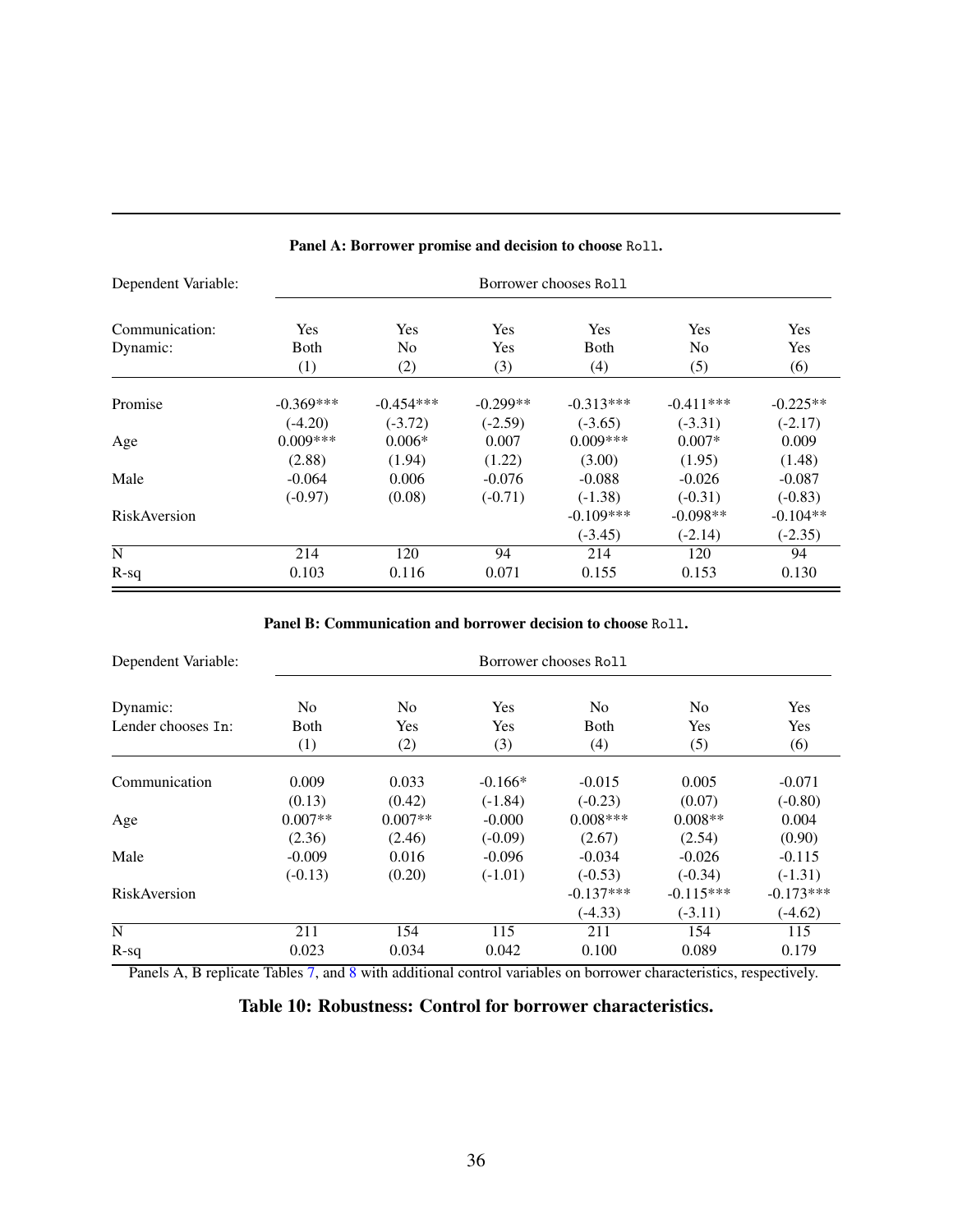**Panel A: Borrower promise and decision to choose `Roll`.**

| Dependent Variable: | Borrower chooses `Roll` | | | | | |
|---|---|---|---|---|---|---|
| Communication: | Yes | Yes | Yes | Yes | Yes | Yes |
| Dynamic: | Both | No | Yes | Both | No | Yes |
| | (1) | (2) | (3) | (4) | (5) | (6) |
| Promise | -0.369*** | -0.454*** | -0.299** | -0.313*** | -0.411*** | -0.225** |
| | (-4.20) | (-3.72) | (-2.59) | (-3.65) | (-3.31) | (-2.17) |
| Age | 0.009*** | 0.006* | 0.007 | 0.009*** | 0.007* | 0.009 |
| | (2.88) | (1.94) | (1.22) | (3.00) | (1.95) | (1.48) |
| Male | -0.064 | 0.006 | -0.076 | -0.088 | -0.026 | -0.087 |
| | (-0.97) | (0.08) | (-0.71) | (-1.38) | (-0.31) | (-0.83) |
| RiskAversion | | | | -0.109*** | -0.098** | -0.104** |
| | | | | (-3.45) | (-2.14) | (-2.35) |
| N | 214 | 120 | 94 | 214 | 120 | 94 |
| R-sq | 0.103 | 0.116 | 0.071 | 0.155 | 0.153 | 0.130 |

**Panel B: Communication and borrower decision to choose `Roll`.**

| Dependent Variable: | Borrower chooses `Roll` | | | | | |
|---|---|---|---|---|---|---|
| Dynamic: | No | No | Yes | No | No | Yes |
| Lender chooses `In`: | Both | Yes | Yes | Both | Yes | Yes |
| | (1) | (2) | (3) | (4) | (5) | (6) |
| Communication | 0.009 | 0.033 | -0.166* | -0.015 | 0.005 | -0.071 |
| | (0.13) | (0.42) | (-1.84) | (-0.23) | (0.07) | (-0.80) |
| Age | 0.007** | 0.007** | -0.000 | 0.008*** | 0.008** | 0.004 |
| | (2.36) | (2.46) | (-0.09) | (2.67) | (2.54) | (0.90) |
| Male | -0.009 | 0.016 | -0.096 | -0.034 | -0.026 | -0.115 |
| | (-0.13) | (0.20) | (-1.01) | (-0.53) | (-0.34) | (-1.31) |
| RiskAversion | | | | -0.137*** | -0.115*** | -0.173*** |
| | | | | (-4.33) | (-3.11) | (-4.62) |
| N | 211 | 154 | 115 | 211 | 154 | 115 |
| R-sq | 0.023 | 0.034 | 0.042 | 0.100 | 0.089 | 0.179 |

Panels A, B replicate Tables 7, and 8 with additional control variables on borrower characteristics, respectively.

**Table 10: Robustness: Control for borrower characteristics.**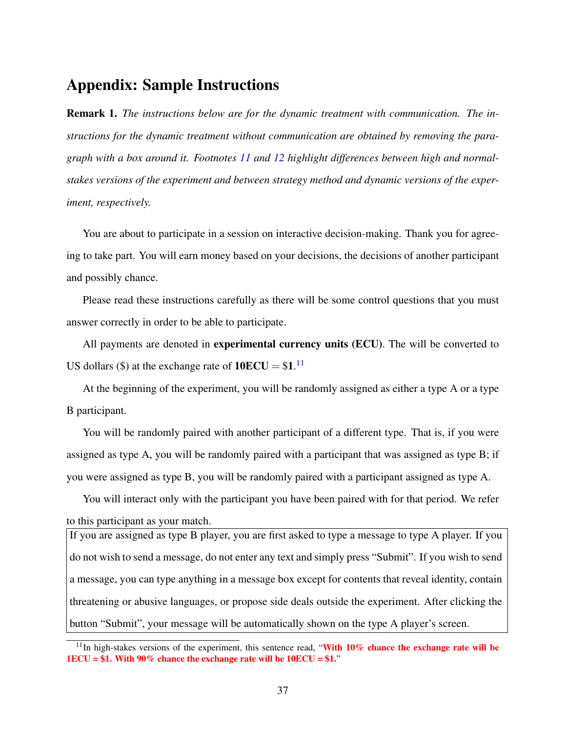# Appendix: Sample Instructions

**Remark 1.** *The instructions below are for the dynamic treatment with communication. The instructions for the dynamic treatment without communication are obtained by removing the paragraph with a box around it. Footnotes 11 and 12 highlight differences between high and normal-stakes versions of the experiment and between strategy method and dynamic versions of the experiment, respectively.*

You are about to participate in a session on interactive decision-making. Thank you for agreeing to take part. You will earn money based on your decisions, the decisions of another participant and possibly chance.

Please read these instructions carefully as there will be some control questions that you must answer correctly in order to be able to participate.

All payments are denoted in **experimental currency units (ECU)**. The will be converted to US dollars ($) at the exchange rate of **10ECU** = **$1**.[11]

At the beginning of the experiment, you will be randomly assigned as either a type A or a type B participant.

You will be randomly paired with another participant of a different type. That is, if you were assigned as type A, you will be randomly paired with a participant that was assigned as type B; if you were assigned as type B, you will be randomly paired with a participant assigned as type A.

You will interact only with the participant you have been paired with for that period. We refer to this participant as your match.

> If you are assigned as type B player, you are first asked to type a message to type A player. If you do not wish to send a message, do not enter any text and simply press "Submit". If you wish to send a message, you can type anything in a message box except for contents that reveal identity, contain threatening or abusive languages, or propose side deals outside the experiment. After clicking the button "Submit", your message will be automatically shown on the type A player's screen.

[11] In high-stakes versions of the experiment, this sentence read, "**With 10% chance the exchange rate will be 1ECU = $1. With 90% chance the exchange rate will be 10ECU = $1.**"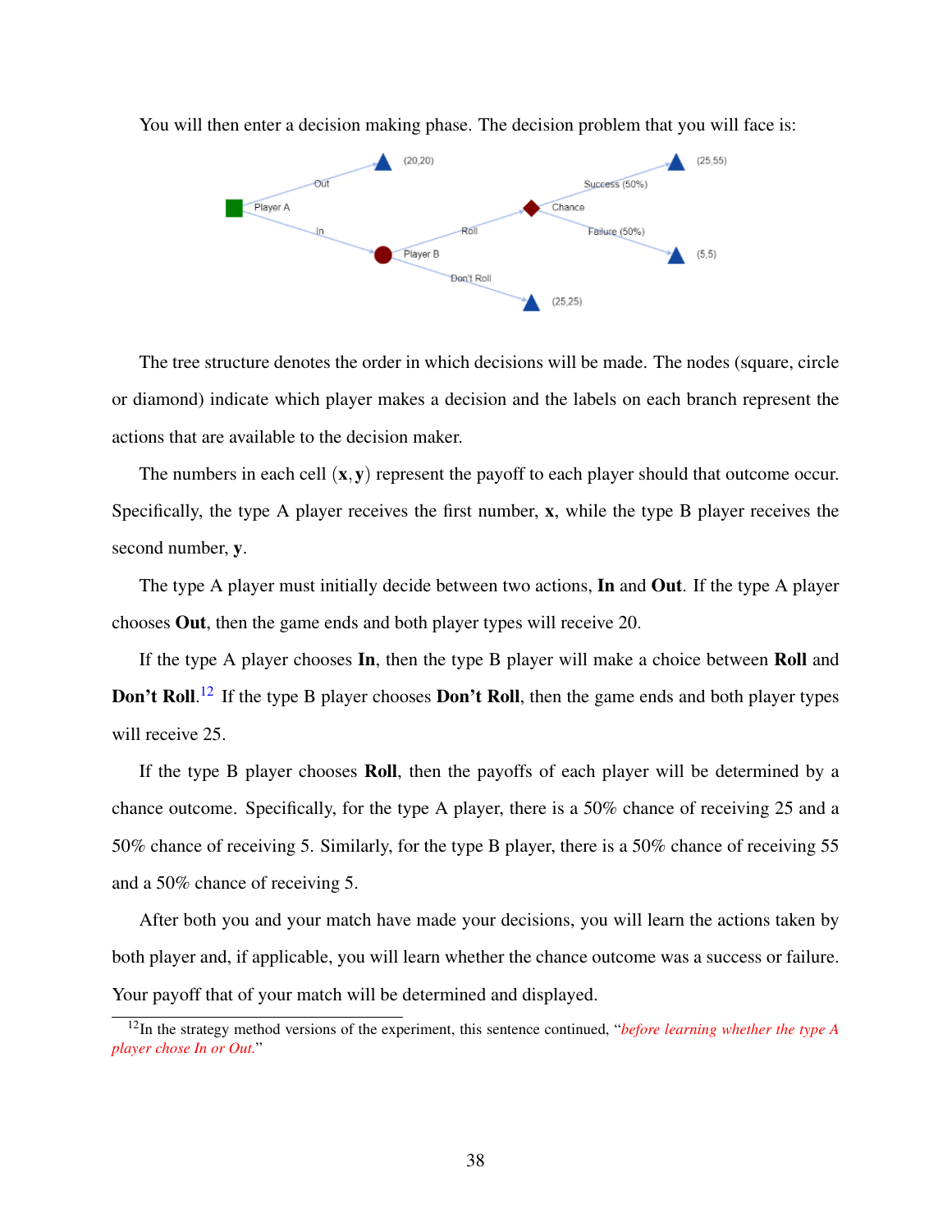You will then enter a decision making phase. The decision problem that you will face is:

The tree structure denotes the order in which decisions will be made. The nodes (square, circle or diamond) indicate which player makes a decision and the labels on each branch represent the actions that are available to the decision maker.

The numbers in each cell $(\mathbf{x}, \mathbf{y})$ represent the payoff to each player should that outcome occur. Specifically, the type A player receives the first number, **x**, while the type B player receives the second number, **y**.

The type A player must initially decide between two actions, **In** and **Out**. If the type A player chooses **Out**, then the game ends and both player types will receive 20.

If the type A player chooses **In**, then the type B player will make a choice between **Roll** and **Don't Roll**.[12] If the type B player chooses **Don't Roll**, then the game ends and both player types will receive 25.

If the type B player chooses **Roll**, then the payoffs of each player will be determined by a chance outcome. Specifically, for the type A player, there is a 50% chance of receiving 25 and a 50% chance of receiving 5. Similarly, for the type B player, there is a 50% chance of receiving 55 and a 50% chance of receiving 5.

After both you and your match have made your decisions, you will learn the actions taken by both player and, if applicable, you will learn whether the chance outcome was a success or failure. Your payoff that of your match will be determined and displayed.

---

[12] In the strategy method versions of the experiment, this sentence continued, "*before learning whether the type A player chose In or Out.*"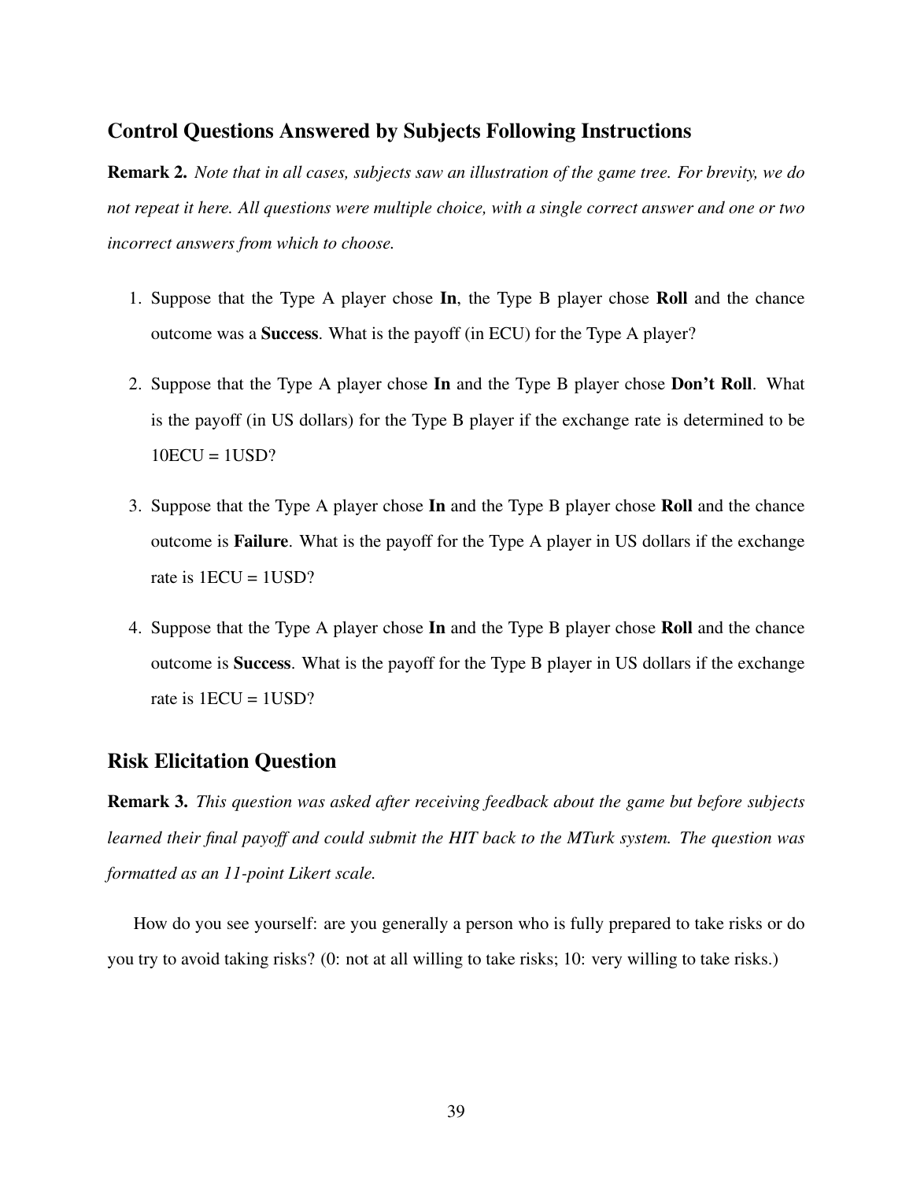## Control Questions Answered by Subjects Following Instructions

**Remark 2.** *Note that in all cases, subjects saw an illustration of the game tree. For brevity, we do not repeat it here. All questions were multiple choice, with a single correct answer and one or two incorrect answers from which to choose.*

1. Suppose that the Type A player chose **In**, the Type B player chose **Roll** and the chance outcome was a **Success**. What is the payoff (in ECU) for the Type A player?

2. Suppose that the Type A player chose **In** and the Type B player chose **Don't Roll**. What is the payoff (in US dollars) for the Type B player if the exchange rate is determined to be 10ECU = 1USD?

3. Suppose that the Type A player chose **In** and the Type B player chose **Roll** and the chance outcome is **Failure**. What is the payoff for the Type A player in US dollars if the exchange rate is 1ECU = 1USD?

4. Suppose that the Type A player chose **In** and the Type B player chose **Roll** and the chance outcome is **Success**. What is the payoff for the Type B player in US dollars if the exchange rate is 1ECU = 1USD?

## Risk Elicitation Question

**Remark 3.** *This question was asked after receiving feedback about the game but before subjects learned their final payoff and could submit the HIT back to the MTurk system. The question was formatted as an 11-point Likert scale.*

How do you see yourself: are you generally a person who is fully prepared to take risks or do you try to avoid taking risks? (0: not at all willing to take risks; 10: very willing to take risks.)